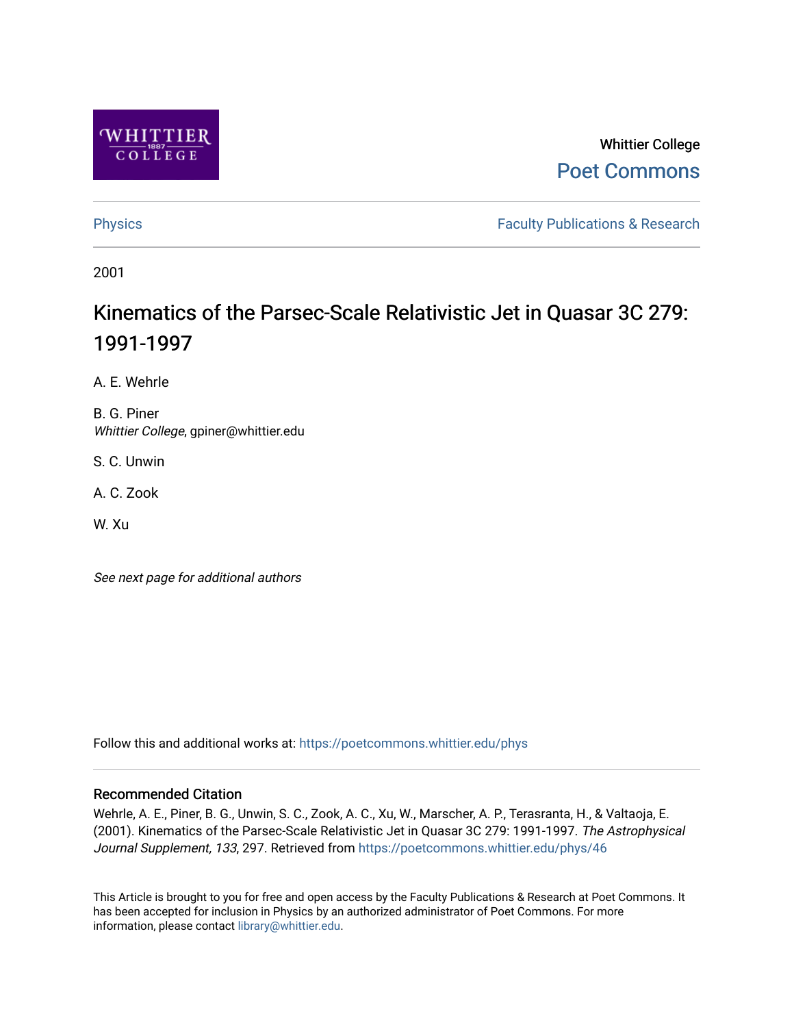Whittier College

Poet Commons

Physics

Faculty Publications & Research

2001

# Kinematics of the Parsec-Scale Relativistic Jet in Quasar 3C 279: 1991-1997

A. E. Wehrle

B. G. Piner
*Whittier College*, gpiner@whittier.edu

S. C. Unwin

A. C. Zook

W. Xu

*See next page for additional authors*

Follow this and additional works at: https://poetcommons.whittier.edu/phys

## Recommended Citation

Wehrle, A. E., Piner, B. G., Unwin, S. C., Zook, A. C., Xu, W., Marscher, A. P., Terasranta, H., & Valtaoja, E. (2001). Kinematics of the Parsec-Scale Relativistic Jet in Quasar 3C 279: 1991-1997. *The Astrophysical Journal Supplement, 133*, 297. Retrieved from https://poetcommons.whittier.edu/phys/46

This Article is brought to you for free and open access by the Faculty Publications & Research at Poet Commons. It has been accepted for inclusion in Physics by an authorized administrator of Poet Commons. For more information, please contact library@whittier.edu.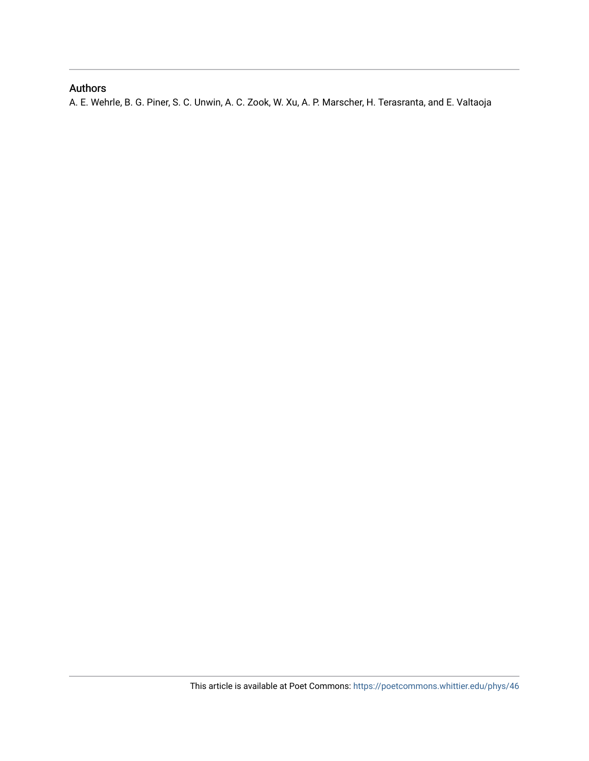## Authors

A. E. Wehrle, B. G. Piner, S. C. Unwin, A. C. Zook, W. Xu, A. P. Marscher, H. Terasranta, and E. Valtaoja

This article is available at Poet Commons: https://poetcommons.whittier.edu/phys/46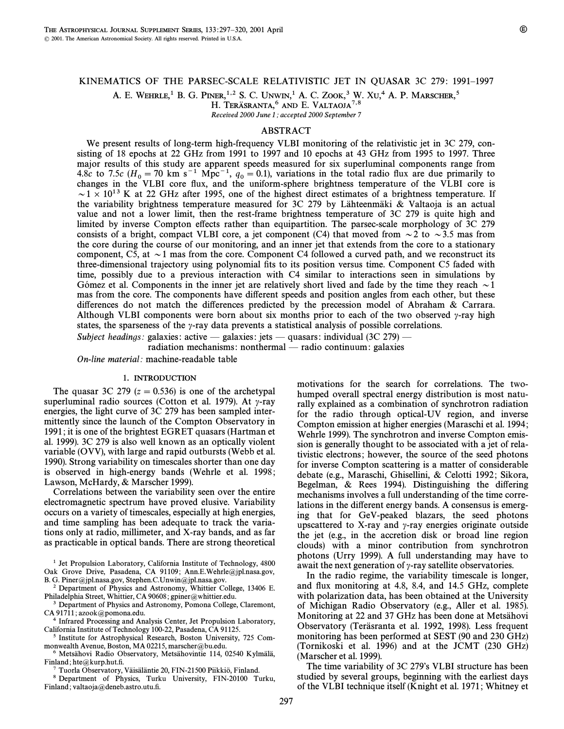# KINEMATICS OF THE PARSEC-SCALE RELATIVISTIC JET IN QUASAR 3C 279: 1991–1997

A. E. WEHRLE,[1] B. G. PINER,[1,2] S. C. UNWIN,[1] A. C. ZOOK,[3] W. XU,[4] A. P. MARSCHER,[5]
H. TERÄSRANTA,[6] AND E. VALTAOJA[7,8]

*Received 2000 June 1; accepted 2000 September 7*

## ABSTRACT

We present results of long-term high-frequency VLBI monitoring of the relativistic jet in 3C 279, consisting of 18 epochs at 22 GHz from 1991 to 1997 and 10 epochs at 43 GHz from 1995 to 1997. Three major results of this study are apparent speeds measured for six superluminal components range from 4.8$c$ to 7.5$c$ ($H_0 = 70$ km s$^{-1}$ Mpc$^{-1}$, $q_0 = 0.1$), variations in the total radio flux are due primarily to changes in the VLBI core flux, and the uniform-sphere brightness temperature of the VLBI core is $\sim 1 \times 10^{13}$ K at 22 GHz after 1995, one of the highest direct estimates of a brightness temperature. If the variability brightness temperature measured for 3C 279 by Lähteenmäki & Valtaoja is an actual value and not a lower limit, then the rest-frame brightness temperature of 3C 279 is quite high and limited by inverse Compton effects rather than equipartition. The parsec-scale morphology of 3C 279 consists of a bright, compact VLBI core, a jet component (C4) that moved from $\sim 2$ to $\sim 3.5$ mas from the core during the course of our monitoring, and an inner jet that extends from the core to a stationary component, C5, at $\sim 1$ mas from the core. Component C4 followed a curved path, and we reconstruct its three-dimensional trajectory using polynomial fits to its position versus time. Component C5 faded with time, possibly due to a previous interaction with C4 similar to interactions seen in simulations by Gómez et al. Components in the inner jet are relatively short lived and fade by the time they reach $\sim 1$ mas from the core. The components have different speeds and position angles from each other, but these differences do not match the differences predicted by the precession model of Abraham & Carrara. Although VLBI components were born about six months prior to each of the two observed $\gamma$-ray high states, the sparseness of the $\gamma$-ray data prevents a statistical analysis of possible correlations.

*Subject headings:* galaxies: active — galaxies: jets — quasars: individual (3C 279) — radiation mechanisms: nonthermal — radio continuum: galaxies

*On-line material:* machine-readable table

## 1. INTRODUCTION

The quasar 3C 279 ($z = 0.536$) is one of the archetypal superluminal radio sources (Cotton et al. 1979). At $\gamma$-ray energies, the light curve of 3C 279 has been sampled intermittently since the launch of the Compton Observatory in 1991; it is one of the brightest EGRET quasars (Hartman et al. 1999). 3C 279 is also well known as an optically violent variable (OVV), with large and rapid outbursts (Webb et al. 1990). Strong variability on timescales shorter than one day is observed in high-energy bands (Wehrle et al. 1998; Lawson, McHardy, & Marscher 1999).

Correlations between the variability seen over the entire electromagnetic spectrum have proved elusive. Variability occurs on a variety of timescales, especially at high energies, and time sampling has been adequate to track the variations only at radio, millimeter, and X-ray bands, and as far as practicable in optical bands. There are strong theoretical motivations for the search for correlations. The two-humped overall spectral energy distribution is most naturally explained as a combination of synchrotron radiation for the radio through optical-UV region, and inverse Compton emission at higher energies (Maraschi et al. 1994; Wehrle 1999). The synchrotron and inverse Compton emission is generally thought to be associated with a jet of relativistic electrons; however, the source of the seed photons for inverse Compton scattering is a matter of considerable debate (e.g., Maraschi, Ghisellini, & Celotti 1992; Sikora, Begelman, & Rees 1994). Distinguishing the differing mechanisms involves a full understanding of the time correlations in the different energy bands. A consensus is emerging that for GeV-peaked blazars, the seed photons upscattered to X-ray and $\gamma$-ray energies originate outside the jet (e.g., in the accretion disk or broad line region clouds) with a minor contribution from synchrotron photons (Urry 1999). A full understanding may have to await the next generation of $\gamma$-ray satellite observatories.

In the radio regime, the variability timescale is longer, and flux monitoring at 4.8, 8.4, and 14.5 GHz, complete with polarization data, has been obtained at the University of Michigan Radio Observatory (e.g., Aller et al. 1985). Monitoring at 22 and 37 GHz has been done at Metsähovi Observatory (Teräsranta et al. 1992, 1998). Less frequent monitoring has been performed at SEST (90 and 230 GHz) (Tornikoski et al. 1996) and at the JCMT (230 GHz) (Marscher et al. 1999).

The time variability of 3C 279's VLBI structure has been studied by several groups, beginning with the earliest days of the VLBI technique itself (Knight et al. 1971; Whitney et

[1] Jet Propulsion Laboratory, California Institute of Technology, 4800 Oak Grove Drive, Pasadena, CA 91109; Ann.E.Wehrle@jpl.nasa.gov, B. G. Piner@jpl.nasa.gov, Stephen.C.Unwin@jpl.nasa.gov.

[2] Department of Physics and Astronomy, Whittier College, 13406 E. Philadelphia Street, Whittier, CA 90608; gpiner@whittier.edu.

[3] Department of Physics and Astronomy, Pomona College, Claremont, CA 91711; azook@pomona.edu.

[4] Infrared Processing and Analysis Center, Jet Propulsion Laboratory, California Institute of Technology 100-22, Pasadena, CA 91125.

[5] Institute for Astrophysical Research, Boston University, 725 Commonwealth Avenue, Boston, MA 02215, marscher@bu.edu.

[6] Metsähovi Radio Observatory, Metsähovintie 114, 02540 Kylmälä, Finland; hte@kurp.hut.fi.

[7] Tuorla Observatory, Väisäläntie 20, FIN-21500 Piikkiö, Finland.

[8] Department of Physics, Turku University, FIN-20100 Turku, Finland; valtaoja@deneb.astro.utu.fi.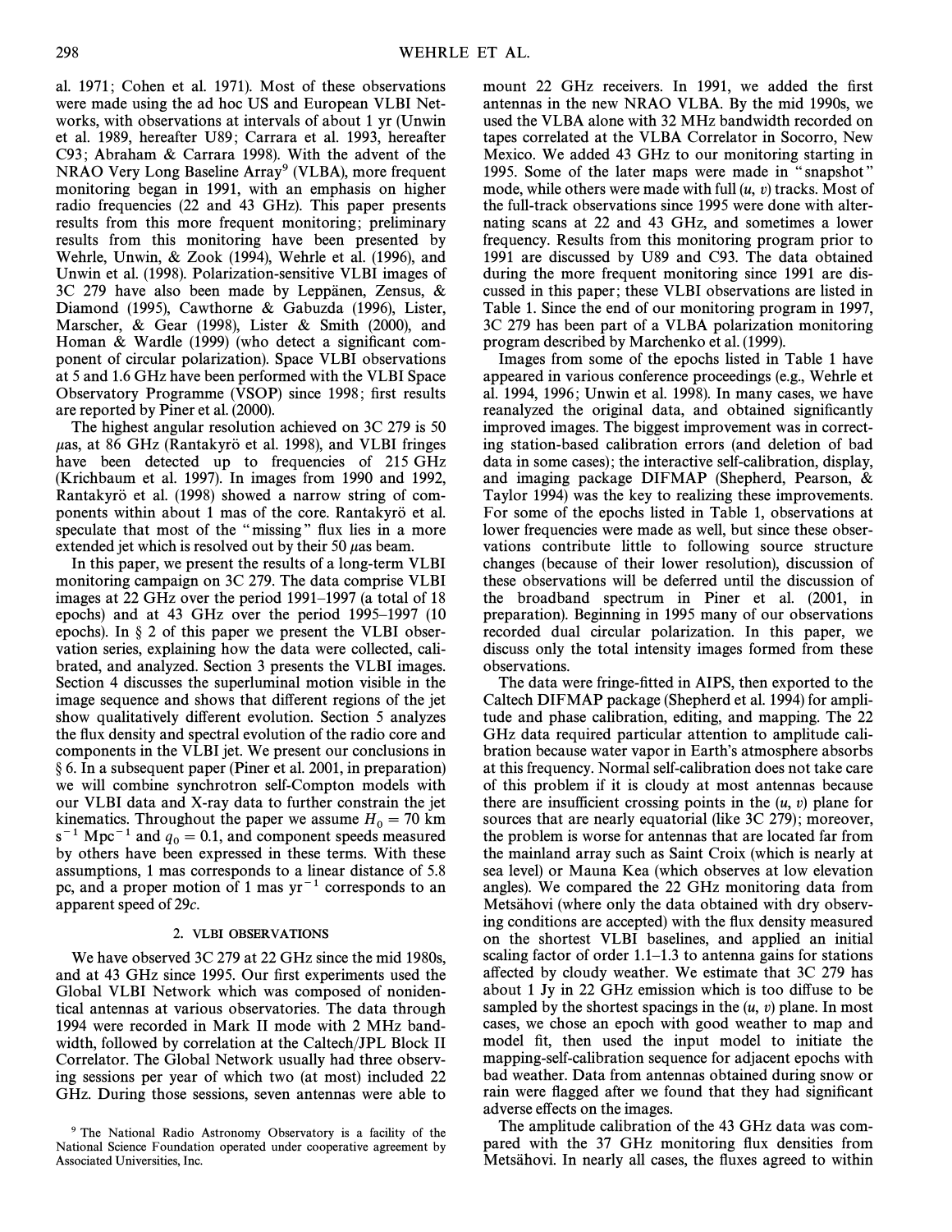al. 1971; Cohen et al. 1971). Most of these observations were made using the ad hoc US and European VLBI Networks, with observations at intervals of about 1 yr (Unwin et al. 1989, hereafter U89; Carrara et al. 1993, hereafter C93; Abraham & Carrara 1998). With the advent of the NRAO Very Long Baseline Array[9] (VLBA), more frequent monitoring began in 1991, with an emphasis on higher radio frequencies (22 and 43 GHz). This paper presents results from this more frequent monitoring; preliminary results from this monitoring have been presented by Wehrle, Unwin, & Zook (1994), Wehrle et al. (1996), and Unwin et al. (1998). Polarization-sensitive VLBI images of 3C 279 have also been made by Leppänen, Zensus, & Diamond (1995), Cawthorne & Gabuzda (1996), Lister, Marscher, & Gear (1998), Lister & Smith (2000), and Homan & Wardle (1999) (who detect a significant component of circular polarization). Space VLBI observations at 5 and 1.6 GHz have been performed with the VLBI Space Observatory Programme (VSOP) since 1998; first results are reported by Piner et al. (2000).

The highest angular resolution achieved on 3C 279 is 50 $\mu$as, at 86 GHz (Rantakyrö et al. 1998), and VLBI fringes have been detected up to frequencies of 215 GHz (Krichbaum et al. 1997). In images from 1990 and 1992, Rantakyrö et al. (1998) showed a narrow string of components within about 1 mas of the core. Rantakyrö et al. speculate that most of the "missing" flux lies in a more extended jet which is resolved out by their 50 $\mu$as beam.

In this paper, we present the results of a long-term VLBI monitoring campaign on 3C 279. The data comprise VLBI images at 22 GHz over the period 1991–1997 (a total of 18 epochs) and at 43 GHz over the period 1995–1997 (10 epochs). In § 2 of this paper we present the VLBI observation series, explaining how the data were collected, calibrated, and analyzed. Section 3 presents the VLBI images. Section 4 discusses the superluminal motion visible in the image sequence and shows that different regions of the jet show qualitatively different evolution. Section 5 analyzes the flux density and spectral evolution of the radio core and components in the VLBI jet. We present our conclusions in § 6. In a subsequent paper (Piner et al. 2001, in preparation) we will combine synchrotron self-Compton models with our VLBI data and X-ray data to further constrain the jet kinematics. Throughout the paper we assume $H_0 = 70$ km s$^{-1}$ Mpc$^{-1}$ and $q_0 = 0.1$, and component speeds measured by others have been expressed in these terms. With these assumptions, 1 mas corresponds to a linear distance of 5.8 pc, and a proper motion of 1 mas yr$^{-1}$ corresponds to an apparent speed of 29$c$.

## 2. VLBI OBSERVATIONS

We have observed 3C 279 at 22 GHz since the mid 1980s, and at 43 GHz since 1995. Our first experiments used the Global VLBI Network which was composed of nonidentical antennas at various observatories. The data through 1994 were recorded in Mark II mode with 2 MHz bandwidth, followed by correlation at the Caltech/JPL Block II Correlator. The Global Network usually had three observing sessions per year of which two (at most) included 22 GHz. During those sessions, seven antennas were able to mount 22 GHz receivers. In 1991, we added the first antennas in the new NRAO VLBA. By the mid 1990s, we used the VLBA alone with 32 MHz bandwidth recorded on tapes correlated at the VLBA Correlator in Socorro, New Mexico. We added 43 GHz to our monitoring starting in 1995. Some of the later maps were made in "snapshot" mode, while others were made with full $(u, v)$ tracks. Most of the full-track observations since 1995 were done with alternating scans at 22 and 43 GHz, and sometimes a lower frequency. Results from this monitoring program prior to 1991 are discussed by U89 and C93. The data obtained during the more frequent monitoring since 1991 are discussed in this paper; these VLBI observations are listed in Table 1. Since the end of our monitoring program in 1997, 3C 279 has been part of a VLBA polarization monitoring program described by Marchenko et al. (1999).

Images from some of the epochs listed in Table 1 have appeared in various conference proceedings (e.g., Wehrle et al. 1994, 1996; Unwin et al. 1998). In many cases, we have reanalyzed the original data, and obtained significantly improved images. The biggest improvement was in correcting station-based calibration errors (and deletion of bad data in some cases); the interactive self-calibration, display, and imaging package DIFMAP (Shepherd, Pearson, & Taylor 1994) was the key to realizing these improvements. For some of the epochs listed in Table 1, observations at lower frequencies were made as well, but since these observations contribute little to following source structure changes (because of their lower resolution), discussion of these observations will be deferred until the discussion of the broadband spectrum in Piner et al. (2001, in preparation). Beginning in 1995 many of our observations recorded dual circular polarization. In this paper, we discuss only the total intensity images formed from these observations.

The data were fringe-fitted in AIPS, then exported to the Caltech DIFMAP package (Shepherd et al. 1994) for amplitude and phase calibration, editing, and mapping. The 22 GHz data required particular attention to amplitude calibration because water vapor in Earth's atmosphere absorbs at this frequency. Normal self-calibration does not take care of this problem if it is cloudy at most antennas because there are insufficient crossing points in the $(u, v)$ plane for sources that are nearly equatorial (like 3C 279); moreover, the problem is worse for antennas that are located far from the mainland array such as Saint Croix (which is nearly at sea level) or Mauna Kea (which observes at low elevation angles). We compared the 22 GHz monitoring data from Metsähovi (where only the data obtained with dry observing conditions are accepted) with the flux density measured on the shortest VLBI baselines, and applied an initial scaling factor of order 1.1–1.3 to antenna gains for stations affected by cloudy weather. We estimate that 3C 279 has about 1 Jy in 22 GHz emission which is too diffuse to be sampled by the shortest spacings in the $(u, v)$ plane. In most cases, we chose an epoch with good weather to map and model fit, then used the input model to initiate the mapping-self-calibration sequence for adjacent epochs with bad weather. Data from antennas obtained during snow or rain were flagged after we found that they had significant adverse effects on the images.

The amplitude calibration of the 43 GHz data was compared with the 37 GHz monitoring flux densities from Metsähovi. In nearly all cases, the fluxes agreed to within

[9] The National Radio Astronomy Observatory is a facility of the National Science Foundation operated under cooperative agreement by Associated Universities, Inc.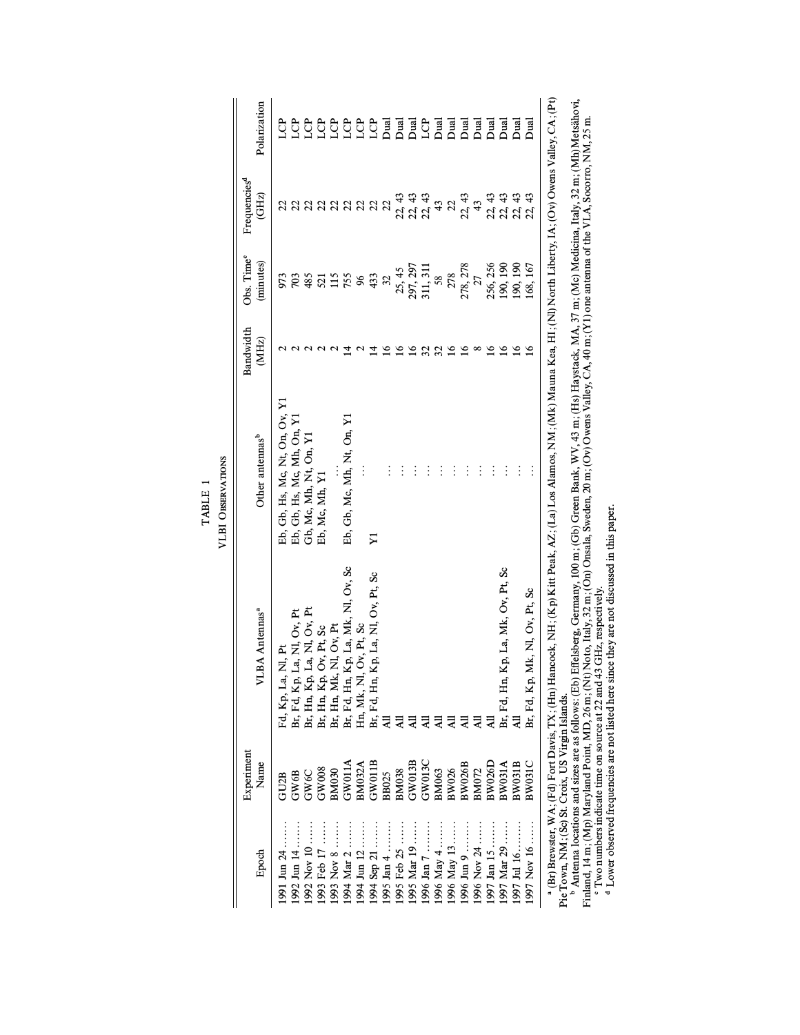TABLE 1

VLBI Observations

| Epoch | Experiment Name | VLBA Antennas[a] | Other antennas[b] | Bandwidth (MHz) | Obs. Time[c] (minutes) | Frequencies[d] (GHz) | Polarization |
|---|---|---|---|---|---|---|---|
| 1991 Jun 24 | GU2B | Fd, Kp, La, Nl, Pt | Eb, Gb, Hs, Mc, Nt, On, Ov, Y1 | 2 | 973 | 22 | LCP |
| 1992 Jun 14 | GW6B | Br, Fd, Kp, La, Nl, Ov, Pt | Eb, Gb, Hs, Mc, Mh, On, Y1 | 2 | 703 | 22 | LCP |
| 1992 Nov 10 | GW6C | Br, Hn, Kp, La, Nl, Ov, Pt | Gb, Mc, Mh, Nt, On, Y1 | 2 | 485 | 22 | LCP |
| 1993 Feb 17 | GW008 | Br, Hn, Kp, Ov, Pt, Sc | Eb, Mc, Mh, Y1 | 2 | 521 | 22 | LCP |
| 1993 Nov 8 | BM030 | Br, Hn, Mk, Nl, Ov, Pt | ... | 2 | 115 | 22 | LCP |
| 1994 Mar 2 | GW011A | Br, Fd, Hn, Kp, La, Mk, Nl, Ov, Sc | Eb, Gb, Mc, Mh, Nt, On, Y1 | 14 | 755 | 22 | LCP |
| 1994 Jun 12 | BM032A | Hn, Mk, Nl, Ov, Pt, Sc | ... | 2 | 96 | 22 | LCP |
| 1994 Sep 21 | GW011B | Br, Fd, Hn, Kp, La, Nl, Ov, Pt, Sc | Y1 | 14 | 433 | 22 | LCP |
| 1995 Jan 4 | BB025 | All | ... | 16 | 32 | 22 | Dual |
| 1995 Feb 25 | BM038 | All | ... | 16 | 25, 45 | 22, 43 | Dual |
| 1995 Mar 19 | GW013B | All | ... | 16 | 297, 297 | 22, 43 | Dual |
| 1996 Jan 7 | GW013C | All | ... | 32 | 311, 311 | 22, 43 | LCP |
| 1996 May 4 | BM063 | All | ... | 32 | 58 | 43 | Dual |
| 1996 May 13 | BW026 | All | ... | 16 | 278 | 22 | Dual |
| 1996 Jun 9 | BW026B | All | ... | 16 | 278, 278 | 22, 43 | Dual |
| 1996 Nov 24 | BM072 | All | ... | 8 | 27 | 43 | Dual |
| 1997 Jan 15 | BW026D | All | ... | 16 | 256, 256 | 22, 43 | Dual |
| 1997 Mar 29 | BW031A | Br, Fd, Hn, Kp, La, Mk, Ov, Pt, Sc | ... | 16 | 190, 190 | 22, 43 | Dual |
| 1997 Jul 16 | BW031B | All | ... | 16 | 190, 190 | 22, 43 | Dual |
| 1997 Nov 16 | BW031C | Br, Fd, Kp, Mk, Nl, Ov, Pt, Sc | ... | 16 | 168, 167 | 22, 43 | Dual |

[a] (Br) Brewster, WA; (Fd) Fort Davis, TX; (Hn) Hancock, NH; (Kp) Kitt Peak, AZ; (La) Los Alamos, NM; (Mk) Mauna Kea, HI; (Nl) North Liberty, IA; (Ov) Owens Valley, CA; (Pt) Pie Town, NM; (Sc) St. Croix, US Virgin Islands.

[b] Antenna locations and sizes are as follows: (Eb) Effelsberg, Germany, 100 m; (Gb) Green Bank, WV, 43 m; (Hs) Haystack, MA, 37 m; (Mc) Medicina, Italy, 32 m; (Mh) Metsähovi, Finland, 14 m; (Mp) Maryland Point, MD, 26 m; (Nt) Noto, Italy, 32 m; (On) Onsala, Sweden, 20 m; (Ov) Owens Valley, CA, 40 m; (Y1) one antenna of the VLA, Socorro, NM, 25 m.

[c] Two numbers indicate time on source at 22 and 43 GHz, respectively.

[d] Lower observed frequencies are not listed here since they are not discussed in this paper.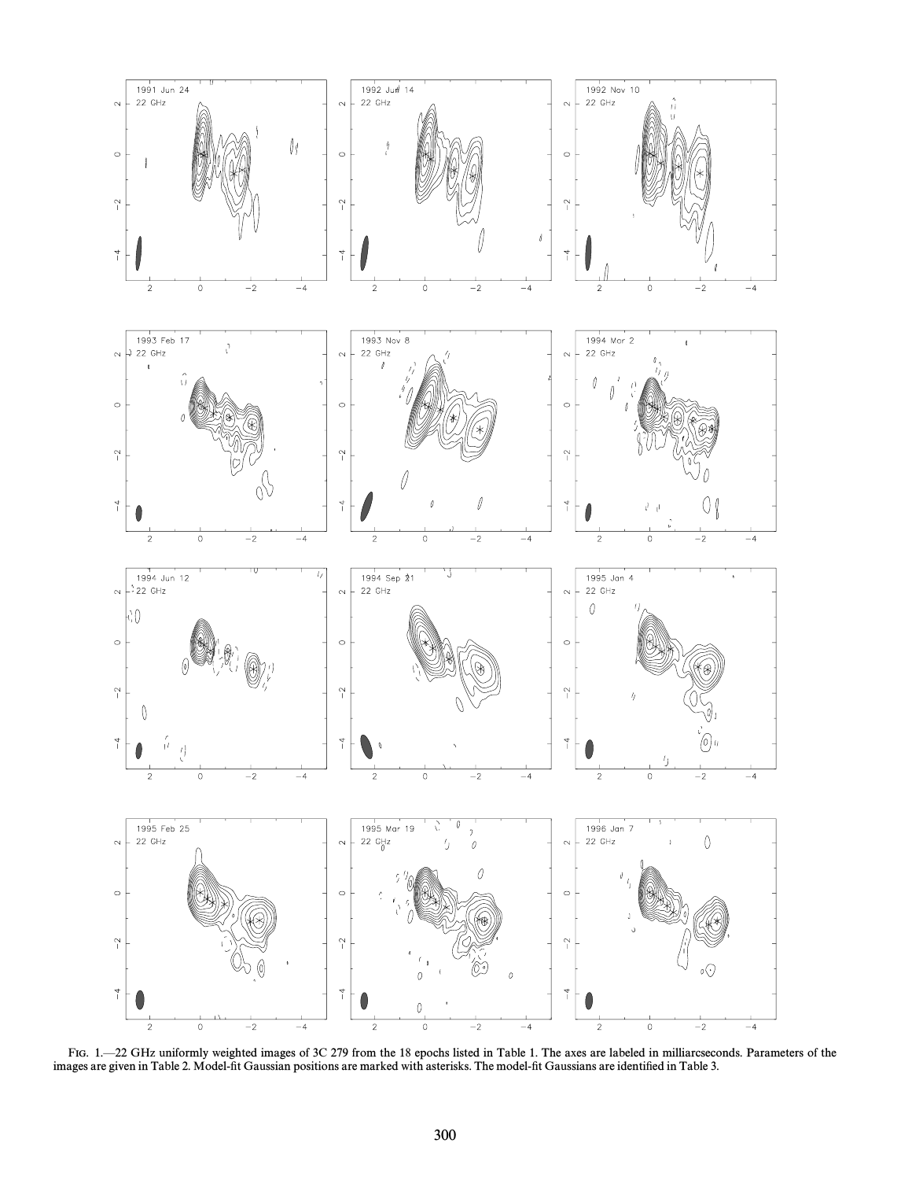FIG. 1.—22 GHz uniformly weighted images of 3C 279 from the 18 epochs listed in Table 1. The axes are labeled in milliarcseconds. Parameters of the images are given in Table 2. Model-fit Gaussian positions are marked with asterisks. The model-fit Gaussians are identified in Table 3.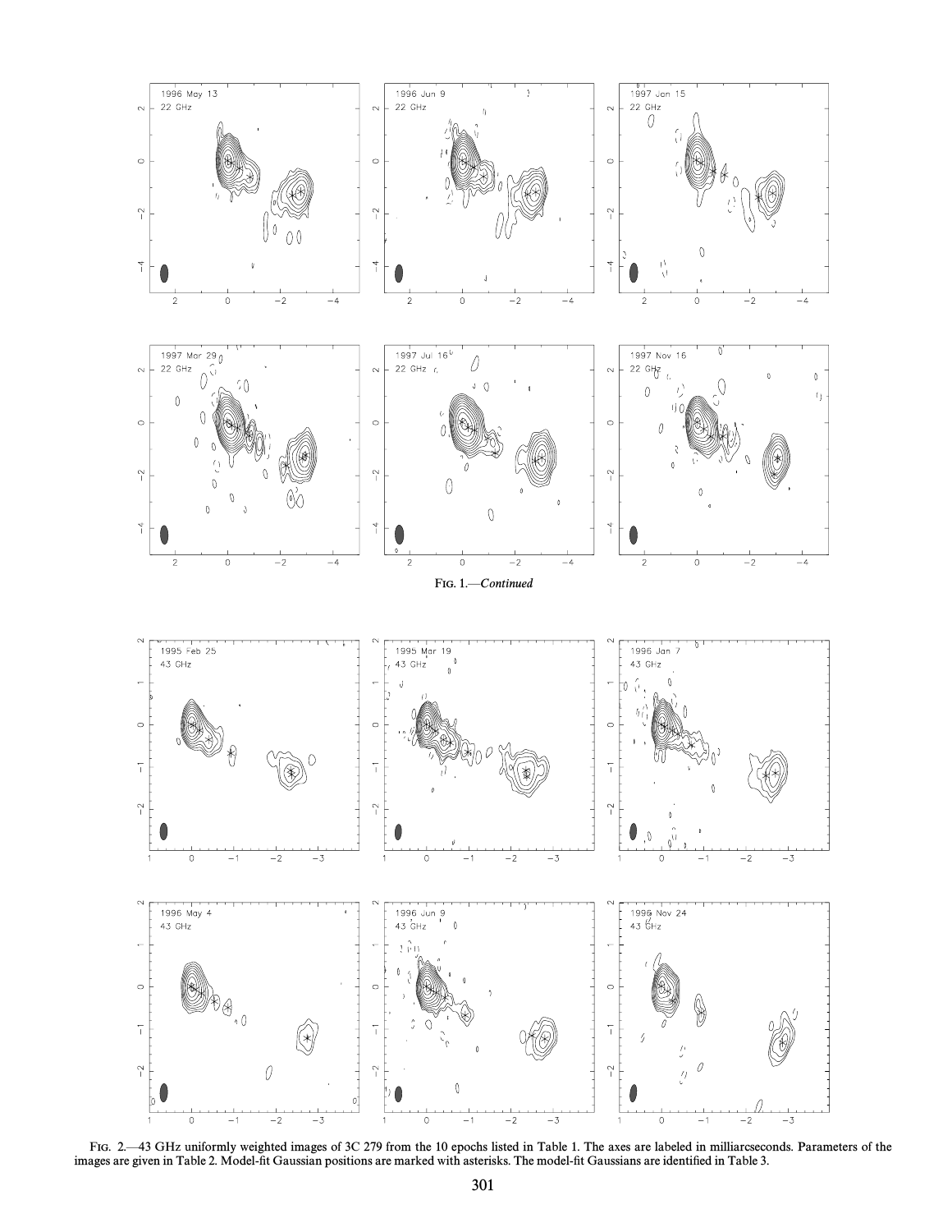FIG. 1.—*Continued*

FIG. 2.—43 GHz uniformly weighted images of 3C 279 from the 10 epochs listed in Table 1. The axes are labeled in milliarcseconds. Parameters of the images are given in Table 2. Model-fit Gaussian positions are marked with asterisks. The model-fit Gaussians are identified in Table 3.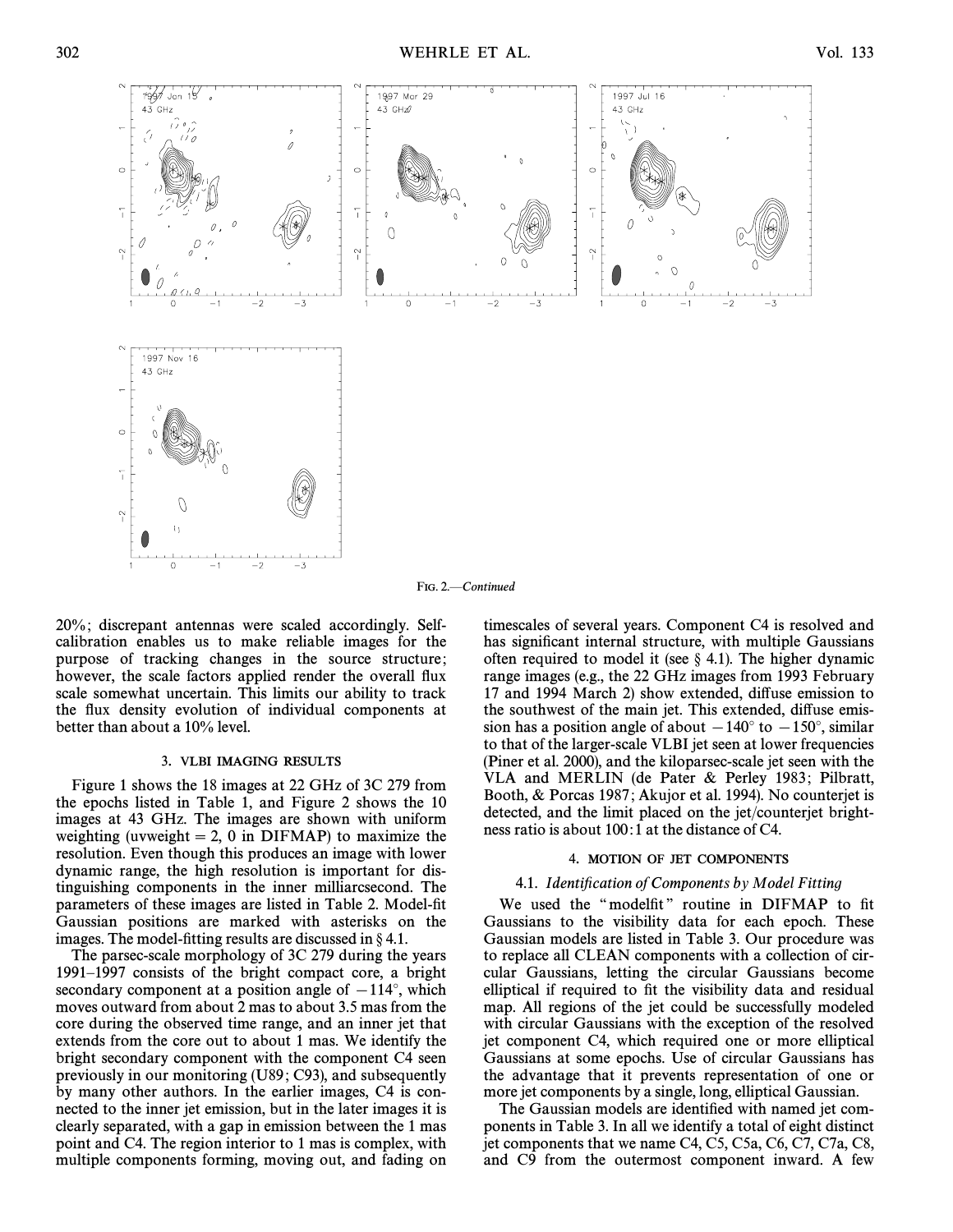FIG. 2.—*Continued*

20%; discrepant antennas were scaled accordingly. Self-calibration enables us to make reliable images for the purpose of tracking changes in the source structure; however, the scale factors applied render the overall flux scale somewhat uncertain. This limits our ability to track the flux density evolution of individual components at better than about a 10% level.

### 3. VLBI IMAGING RESULTS

Figure 1 shows the 18 images at 22 GHz of 3C 279 from the epochs listed in Table 1, and Figure 2 shows the 10 images at 43 GHz. The images are shown with uniform weighting (uvweight = 2, 0 in DIFMAP) to maximize the resolution. Even though this produces an image with lower dynamic range, the high resolution is important for distinguishing components in the inner milliarcsecond. The parameters of these images are listed in Table 2. Model-fit Gaussian positions are marked with asterisks on the images. The model-fitting results are discussed in § 4.1.

The parsec-scale morphology of 3C 279 during the years 1991–1997 consists of the bright compact core, a bright secondary component at a position angle of $-114°$, which moves outward from about 2 mas to about 3.5 mas from the core during the observed time range, and an inner jet that extends from the core out to about 1 mas. We identify the bright secondary component with the component C4 seen previously in our monitoring (U89; C93), and subsequently by many other authors. In the earlier images, C4 is connected to the inner jet emission, but in the later images it is clearly separated, with a gap in emission between the 1 mas point and C4. The region interior to 1 mas is complex, with multiple components forming, moving out, and fading on timescales of several years. Component C4 is resolved and has significant internal structure, with multiple Gaussians often required to model it (see § 4.1). The higher dynamic range images (e.g., the 22 GHz images from 1993 February 17 and 1994 March 2) show extended, diffuse emission to the southwest of the main jet. This extended, diffuse emission has a position angle of about $-140°$ to $-150°$, similar to that of the larger-scale VLBI jet seen at lower frequencies (Piner et al. 2000), and the kiloparsec-scale jet seen with the VLA and MERLIN (de Pater & Perley 1983; Pilbratt, Booth, & Porcas 1987; Akujor et al. 1994). No counterjet is detected, and the limit placed on the jet/counterjet brightness ratio is about 100:1 at the distance of C4.

### 4. MOTION OF JET COMPONENTS

#### 4.1. *Identification of Components by Model Fitting*

We used the "modelfit" routine in DIFMAP to fit Gaussians to the visibility data for each epoch. These Gaussian models are listed in Table 3. Our procedure was to replace all CLEAN components with a collection of circular Gaussians, letting the circular Gaussians become elliptical if required to fit the visibility data and residual map. All regions of the jet could be successfully modeled with circular Gaussians with the exception of the resolved jet component C4, which required one or more elliptical Gaussians at some epochs. Use of circular Gaussians has the advantage that it prevents representation of one or more jet components by a single, long, elliptical Gaussian.

The Gaussian models are identified with named jet components in Table 3. In all we identify a total of eight distinct jet components that we name C4, C5, C5a, C6, C7, C7a, C8, and C9 from the outermost component inward. A few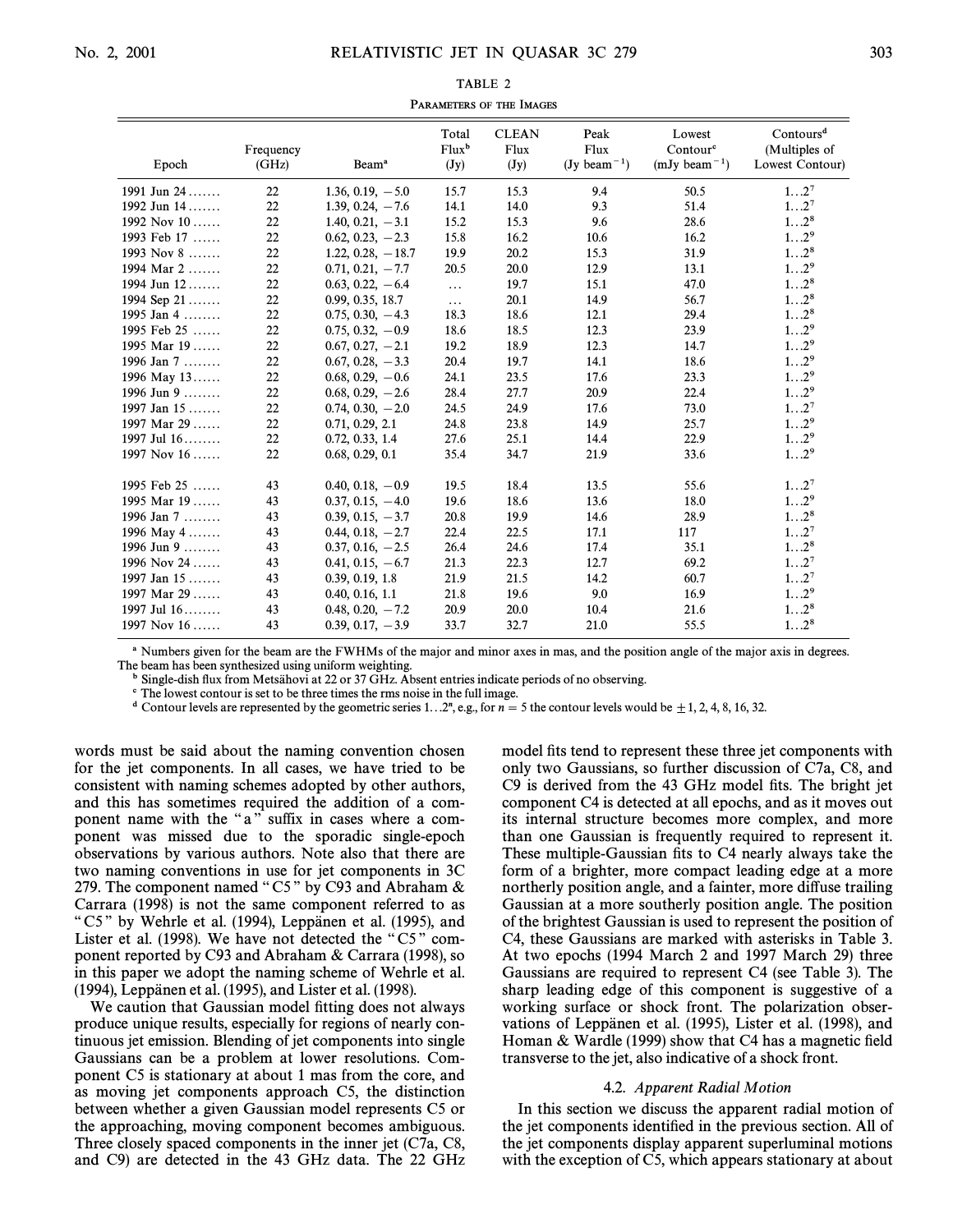TABLE 2

PARAMETERS OF THE IMAGES

| Epoch | Frequency (GHz) | Beam[a] | Total Flux[b] (Jy) | CLEAN Flux (Jy) | Peak Flux (Jy beam$^{-1}$) | Lowest Contour[c] (mJy beam$^{-1}$) | Contours[d] (Multiples of Lowest Contour) |
|---|---|---|---|---|---|---|---|
| 1991 Jun 24 ....... | 22 | 1.36, 0.19, −5.0 | 15.7 | 15.3 | 9.4 | 50.5 | $1 \ldots 2^7$ |
| 1992 Jun 14 ....... | 22 | 1.39, 0.24, −7.6 | 14.1 | 14.0 | 9.3 | 51.4 | $1 \ldots 2^7$ |
| 1992 Nov 10 ...... | 22 | 1.40, 0.21, −3.1 | 15.2 | 15.3 | 9.6 | 28.6 | $1 \ldots 2^8$ |
| 1993 Feb 17 ...... | 22 | 0.62, 0.23, −2.3 | 15.8 | 16.2 | 10.6 | 16.2 | $1 \ldots 2^9$ |
| 1993 Nov 8 ....... | 22 | 1.22, 0.28, −18.7 | 19.9 | 20.2 | 15.3 | 31.9 | $1 \ldots 2^8$ |
| 1994 Mar 2 ....... | 22 | 0.71, 0.21, −7.7 | 20.5 | 20.0 | 12.9 | 13.1 | $1 \ldots 2^9$ |
| 1994 Jun 12 ....... | 22 | 0.63, 0.22, −6.4 | ... | 19.7 | 15.1 | 47.0 | $1 \ldots 2^8$ |
| 1994 Sep 21 ....... | 22 | 0.99, 0.35, 18.7 | ... | 20.1 | 14.9 | 56.7 | $1 \ldots 2^8$ |
| 1995 Jan 4 ........ | 22 | 0.75, 0.30, −4.3 | 18.3 | 18.6 | 12.1 | 29.4 | $1 \ldots 2^8$ |
| 1995 Feb 25 ...... | 22 | 0.75, 0.32, −0.9 | 18.6 | 18.5 | 12.3 | 23.9 | $1 \ldots 2^9$ |
| 1995 Mar 19 ...... | 22 | 0.67, 0.27, −2.1 | 19.2 | 18.9 | 12.3 | 14.7 | $1 \ldots 2^9$ |
| 1996 Jan 7 ........ | 22 | 0.67, 0.28, −3.3 | 20.4 | 19.7 | 14.1 | 18.6 | $1 \ldots 2^9$ |
| 1996 May 13...... | 22 | 0.68, 0.29, −0.6 | 24.1 | 23.5 | 17.6 | 23.3 | $1 \ldots 2^9$ |
| 1996 Jun 9 ........ | 22 | 0.68, 0.29, −2.6 | 28.4 | 27.7 | 20.9 | 22.4 | $1 \ldots 2^9$ |
| 1997 Jan 15 ....... | 22 | 0.74, 0.30, −2.0 | 24.5 | 24.9 | 17.6 | 73.0 | $1 \ldots 2^7$ |
| 1997 Mar 29 ...... | 22 | 0.71, 0.29, 2.1 | 24.8 | 23.8 | 14.9 | 25.7 | $1 \ldots 2^9$ |
| 1997 Jul 16........ | 22 | 0.72, 0.33, 1.4 | 27.6 | 25.1 | 14.4 | 22.9 | $1 \ldots 2^9$ |
| 1997 Nov 16 ...... | 22 | 0.68, 0.29, 0.1 | 35.4 | 34.7 | 21.9 | 33.6 | $1 \ldots 2^9$ |
| 1995 Feb 25 ...... | 43 | 0.40, 0.18, −0.9 | 19.5 | 18.4 | 13.5 | 55.6 | $1 \ldots 2^7$ |
| 1995 Mar 19 ...... | 43 | 0.37, 0.15, −4.0 | 19.6 | 18.6 | 13.6 | 18.0 | $1 \ldots 2^9$ |
| 1996 Jan 7 ........ | 43 | 0.39, 0.15, −3.7 | 20.8 | 19.9 | 14.6 | 28.9 | $1 \ldots 2^8$ |
| 1996 May 4 ....... | 43 | 0.44, 0.18, −2.7 | 22.4 | 22.5 | 17.1 | 117 | $1 \ldots 2^7$ |
| 1996 Jun 9 ........ | 43 | 0.37, 0.16, −2.5 | 26.4 | 24.6 | 17.4 | 35.1 | $1 \ldots 2^8$ |
| 1996 Nov 24 ...... | 43 | 0.41, 0.15, −6.7 | 21.3 | 22.3 | 12.7 | 69.2 | $1 \ldots 2^7$ |
| 1997 Jan 15 ....... | 43 | 0.39, 0.19, 1.8 | 21.9 | 21.5 | 14.2 | 60.7 | $1 \ldots 2^7$ |
| 1997 Mar 29 ...... | 43 | 0.40, 0.16, 1.1 | 21.8 | 19.6 | 9.0 | 16.9 | $1 \ldots 2^9$ |
| 1997 Jul 16........ | 43 | 0.48, 0.20, −7.2 | 20.9 | 20.0 | 10.4 | 21.6 | $1 \ldots 2^8$ |
| 1997 Nov 16 ...... | 43 | 0.39, 0.17, −3.9 | 33.7 | 32.7 | 21.0 | 55.5 | $1 \ldots 2^8$ |

[a] Numbers given for the beam are the FWHMs of the major and minor axes in mas, and the position angle of the major axis in degrees. The beam has been synthesized using uniform weighting.

[b] Single-dish flux from Metsähovi at 22 or 37 GHz. Absent entries indicate periods of no observing.

[c] The lowest contour is set to be three times the rms noise in the full image.

[d] Contour levels are represented by the geometric series $1 \ldots 2^n$, e.g., for $n = 5$ the contour levels would be $\pm 1, 2, 4, 8, 16, 32$.

words must be said about the naming convention chosen for the jet components. In all cases, we have tried to be consistent with naming schemes adopted by other authors, and this has sometimes required the addition of a component name with the "a" suffix in cases where a component was missed due to the sporadic single-epoch observations by various authors. Note also that there are two naming conventions in use for jet components in 3C 279. The component named "C5" by C93 and Abraham & Carrara (1998) is not the same component referred to as "C5" by Wehrle et al. (1994), Leppänen et al. (1995), and Lister et al. (1998). We have not detected the "C5" component reported by C93 and Abraham & Carrara (1998), so in this paper we adopt the naming scheme of Wehrle et al. (1994), Leppänen et al. (1995), and Lister et al. (1998).

We caution that Gaussian model fitting does not always produce unique results, especially for regions of nearly continuous jet emission. Blending of jet components into single Gaussians can be a problem at lower resolutions. Component C5 is stationary at about 1 mas from the core, and as moving jet components approach C5, the distinction between whether a given Gaussian model represents C5 or the approaching, moving component becomes ambiguous. Three closely spaced components in the inner jet (C7a, C8, and C9) are detected in the 43 GHz data. The 22 GHz model fits tend to represent these three jet components with only two Gaussians, so further discussion of C7a, C8, and C9 is derived from the 43 GHz model fits. The bright jet component C4 is detected at all epochs, and as it moves out its internal structure becomes more complex, and more than one Gaussian is frequently required to represent it. These multiple-Gaussian fits to C4 nearly always take the form of a brighter, more compact leading edge at a more northerly position angle, and a fainter, more diffuse trailing Gaussian at a more southerly position angle. The position of the brightest Gaussian is used to represent the position of C4, these Gaussians are marked with asterisks in Table 3. At two epochs (1994 March 2 and 1997 March 29) three Gaussians are required to represent C4 (see Table 3). The sharp leading edge of this component is suggestive of a working surface or shock front. The polarization observations of Leppänen et al. (1995), Lister et al. (1998), and Homan & Wardle (1999) show that C4 has a magnetic field transverse to the jet, also indicative of a shock front.

### 4.2. *Apparent Radial Motion*

In this section we discuss the apparent radial motion of the jet components identified in the previous section. All of the jet components display apparent superluminal motions with the exception of C5, which appears stationary at about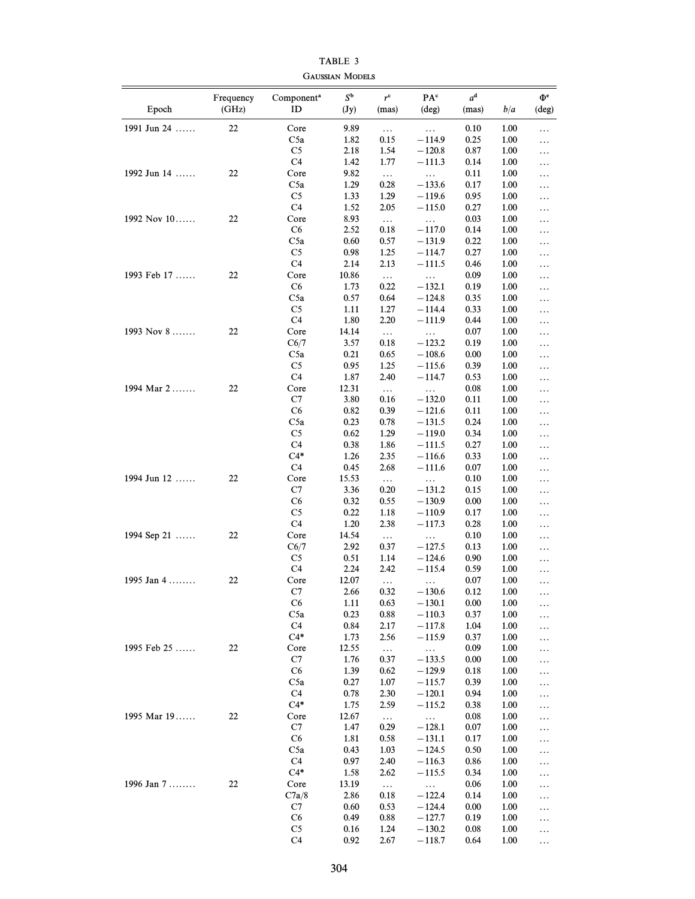TABLE 3

Gaussian Models

| Epoch | Frequency (GHz) | Component[a] ID | $S^b$ (Jy) | $r^c$ (mas) | PA[c] (deg) | $a^d$ (mas) | $b/a$ | $\Phi^e$ (deg) |
|---|---|---|---|---|---|---|---|---|
| 1991 Jun 24 ...... | 22 | Core | 9.89 | ... | ... | 0.10 | 1.00 | ... |
| | | C5a | 1.82 | 0.15 | −114.9 | 0.25 | 1.00 | ... |
| | | C5 | 2.18 | 1.54 | −120.8 | 0.87 | 1.00 | ... |
| | | C4 | 1.42 | 1.77 | −111.3 | 0.14 | 1.00 | ... |
| 1992 Jun 14 ...... | 22 | Core | 9.82 | ... | ... | 0.11 | 1.00 | ... |
| | | C5a | 1.29 | 0.28 | −133.6 | 0.17 | 1.00 | ... |
| | | C5 | 1.33 | 1.29 | −119.6 | 0.95 | 1.00 | ... |
| | | C4 | 1.52 | 2.05 | −115.0 | 0.27 | 1.00 | ... |
| 1992 Nov 10...... | 22 | Core | 8.93 | ... | ... | 0.03 | 1.00 | ... |
| | | C6 | 2.52 | 0.18 | −117.0 | 0.14 | 1.00 | ... |
| | | C5a | 0.60 | 0.57 | −131.9 | 0.22 | 1.00 | ... |
| | | C5 | 0.98 | 1.25 | −114.7 | 0.27 | 1.00 | ... |
| | | C4 | 2.14 | 2.13 | −111.5 | 0.46 | 1.00 | ... |
| 1993 Feb 17 ...... | 22 | Core | 10.86 | ... | ... | 0.09 | 1.00 | ... |
| | | C6 | 1.73 | 0.22 | −132.1 | 0.19 | 1.00 | ... |
| | | C5a | 0.57 | 0.64 | −124.8 | 0.35 | 1.00 | ... |
| | | C5 | 1.11 | 1.27 | −114.4 | 0.33 | 1.00 | ... |
| | | C4 | 1.80 | 2.20 | −111.9 | 0.44 | 1.00 | ... |
| 1993 Nov 8 ....... | 22 | Core | 14.14 | ... | ... | 0.07 | 1.00 | ... |
| | | C6/7 | 3.57 | 0.18 | −123.2 | 0.19 | 1.00 | ... |
| | | C5a | 0.21 | 0.65 | −108.6 | 0.00 | 1.00 | ... |
| | | C5 | 0.95 | 1.25 | −115.6 | 0.39 | 1.00 | ... |
| | | C4 | 1.87 | 2.40 | −114.7 | 0.53 | 1.00 | ... |
| 1994 Mar 2 ....... | 22 | Core | 12.31 | ... | ... | 0.08 | 1.00 | ... |
| | | C7 | 3.80 | 0.16 | −132.0 | 0.11 | 1.00 | ... |
| | | C6 | 0.82 | 0.39 | −121.6 | 0.11 | 1.00 | ... |
| | | C5a | 0.23 | 0.78 | −131.5 | 0.24 | 1.00 | ... |
| | | C5 | 0.62 | 1.29 | −119.0 | 0.34 | 1.00 | ... |
| | | C4 | 0.38 | 1.86 | −111.5 | 0.27 | 1.00 | ... |
| | | C4* | 1.26 | 2.35 | −116.6 | 0.33 | 1.00 | ... |
| | | C4 | 0.45 | 2.68 | −111.6 | 0.07 | 1.00 | ... |
| 1994 Jun 12 ...... | 22 | Core | 15.53 | ... | ... | 0.10 | 1.00 | ... |
| | | C7 | 3.36 | 0.20 | −131.2 | 0.15 | 1.00 | ... |
| | | C6 | 0.32 | 0.55 | −130.9 | 0.00 | 1.00 | ... |
| | | C5 | 0.22 | 1.18 | −110.9 | 0.17 | 1.00 | ... |
| | | C4 | 1.20 | 2.38 | −117.3 | 0.28 | 1.00 | ... |
| 1994 Sep 21 ...... | 22 | Core | 14.54 | ... | ... | 0.10 | 1.00 | ... |
| | | C6/7 | 2.92 | 0.37 | −127.5 | 0.13 | 1.00 | ... |
| | | C5 | 0.51 | 1.14 | −124.6 | 0.90 | 1.00 | ... |
| | | C4 | 2.24 | 2.42 | −115.4 | 0.59 | 1.00 | ... |
| 1995 Jan 4 ........ | 22 | Core | 12.07 | ... | ... | 0.07 | 1.00 | ... |
| | | C7 | 2.66 | 0.32 | −130.6 | 0.12 | 1.00 | ... |
| | | C6 | 1.11 | 0.63 | −130.1 | 0.00 | 1.00 | ... |
| | | C5a | 0.23 | 0.88 | −110.3 | 0.37 | 1.00 | ... |
| | | C4 | 0.84 | 2.17 | −117.8 | 1.04 | 1.00 | ... |
| | | C4* | 1.73 | 2.56 | −115.9 | 0.37 | 1.00 | ... |
| 1995 Feb 25 ...... | 22 | Core | 12.55 | ... | ... | 0.09 | 1.00 | ... |
| | | C7 | 1.76 | 0.37 | −133.5 | 0.00 | 1.00 | ... |
| | | C6 | 1.39 | 0.62 | −129.9 | 0.18 | 1.00 | ... |
| | | C5a | 0.27 | 1.07 | −115.7 | 0.39 | 1.00 | ... |
| | | C4 | 0.78 | 2.30 | −120.1 | 0.94 | 1.00 | ... |
| | | C4* | 1.75 | 2.59 | −115.2 | 0.38 | 1.00 | ... |
| 1995 Mar 19...... | 22 | Core | 12.67 | ... | ... | 0.08 | 1.00 | ... |
| | | C7 | 1.47 | 0.29 | −128.1 | 0.07 | 1.00 | ... |
| | | C6 | 1.81 | 0.58 | −131.1 | 0.17 | 1.00 | ... |
| | | C5a | 0.43 | 1.03 | −124.5 | 0.50 | 1.00 | ... |
| | | C4 | 0.97 | 2.40 | −116.3 | 0.86 | 1.00 | ... |
| | | C4* | 1.58 | 2.62 | −115.5 | 0.34 | 1.00 | ... |
| 1996 Jan 7 ........ | 22 | Core | 13.19 | ... | ... | 0.06 | 1.00 | ... |
| | | C7a/8 | 2.86 | 0.18 | −122.4 | 0.14 | 1.00 | ... |
| | | C7 | 0.60 | 0.53 | −124.4 | 0.00 | 1.00 | ... |
| | | C6 | 0.49 | 0.88 | −127.7 | 0.19 | 1.00 | ... |
| | | C5 | 0.16 | 1.24 | −130.2 | 0.08 | 1.00 | ... |
| | | C4 | 0.92 | 2.67 | −118.7 | 0.64 | 1.00 | ... |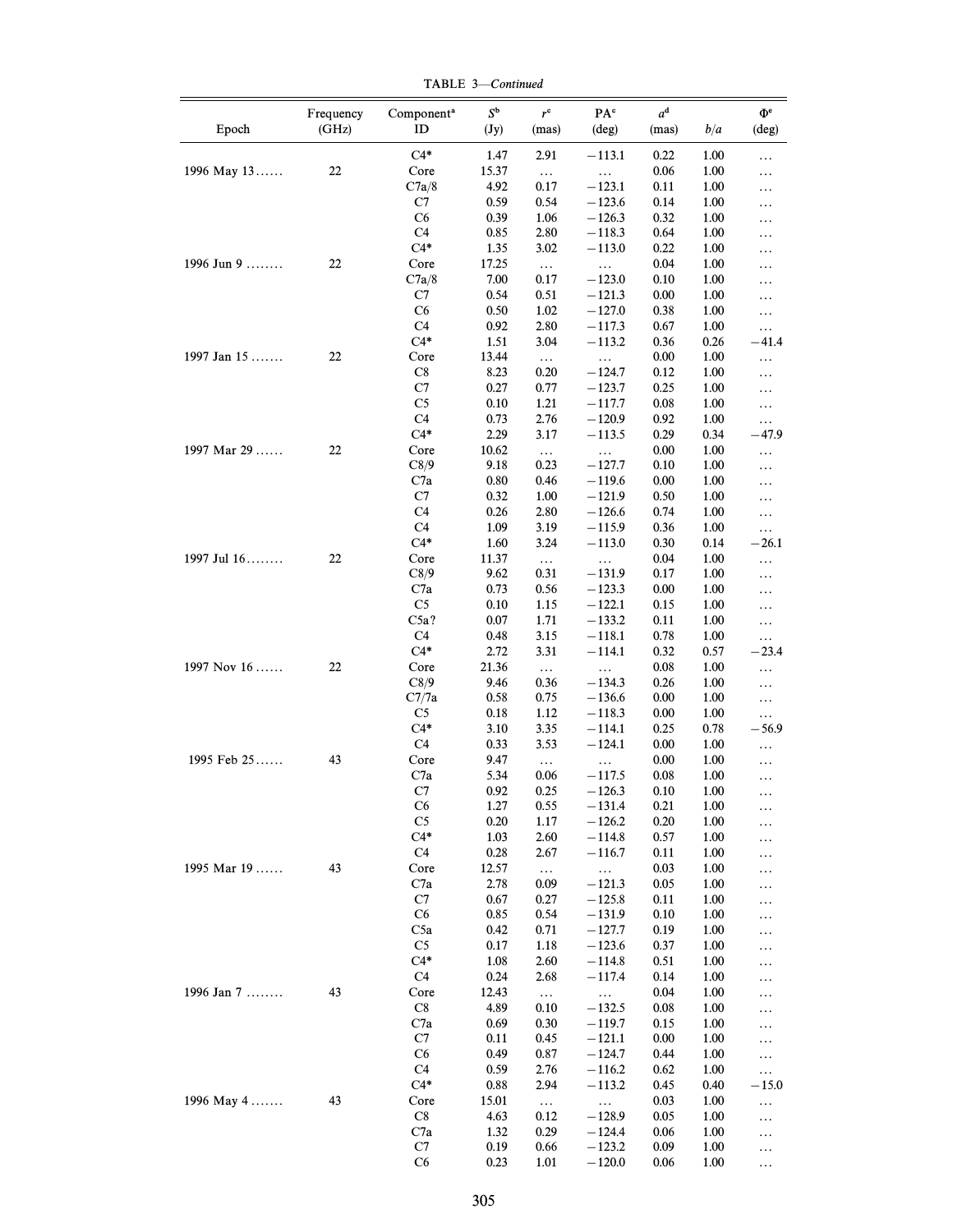TABLE 3—*Continued*

| Epoch | Frequency (GHz) | Component[a] ID | $S^b$ (Jy) | $r^c$ (mas) | PA[c] (deg) | $a^d$ (mas) | $b/a$ | $\Phi^e$ (deg) |
|---|---|---|---|---|---|---|---|---|
| | | C4* | 1.47 | 2.91 | −113.1 | 0.22 | 1.00 | ... |
| 1996 May 13...... | 22 | Core | 15.37 | ... | ... | 0.06 | 1.00 | ... |
| | | C7a/8 | 4.92 | 0.17 | −123.1 | 0.11 | 1.00 | ... |
| | | C7 | 0.59 | 0.54 | −123.6 | 0.14 | 1.00 | ... |
| | | C6 | 0.39 | 1.06 | −126.3 | 0.32 | 1.00 | ... |
| | | C4 | 0.85 | 2.80 | −118.3 | 0.64 | 1.00 | ... |
| | | C4* | 1.35 | 3.02 | −113.0 | 0.22 | 1.00 | ... |
| 1996 Jun 9 ........ | 22 | Core | 17.25 | ... | ... | 0.04 | 1.00 | ... |
| | | C7a/8 | 7.00 | 0.17 | −123.0 | 0.10 | 1.00 | ... |
| | | C7 | 0.54 | 0.51 | −121.3 | 0.00 | 1.00 | ... |
| | | C6 | 0.50 | 1.02 | −127.0 | 0.38 | 1.00 | ... |
| | | C4 | 0.92 | 2.80 | −117.3 | 0.67 | 1.00 | ... |
| | | C4* | 1.51 | 3.04 | −113.2 | 0.36 | 0.26 | −41.4 |
| 1997 Jan 15 ....... | 22 | Core | 13.44 | ... | ... | 0.00 | 1.00 | ... |
| | | C8 | 8.23 | 0.20 | −124.7 | 0.12 | 1.00 | ... |
| | | C7 | 0.27 | 0.77 | −123.7 | 0.25 | 1.00 | ... |
| | | C5 | 0.10 | 1.21 | −117.7 | 0.08 | 1.00 | ... |
| | | C4 | 0.73 | 2.76 | −120.9 | 0.92 | 1.00 | ... |
| | | C4* | 2.29 | 3.17 | −113.5 | 0.29 | 0.34 | −47.9 |
| 1997 Mar 29 ...... | 22 | Core | 10.62 | ... | ... | 0.00 | 1.00 | ... |
| | | C8/9 | 9.18 | 0.23 | −127.7 | 0.10 | 1.00 | ... |
| | | C7a | 0.80 | 0.46 | −119.6 | 0.00 | 1.00 | ... |
| | | C7 | 0.32 | 1.00 | −121.9 | 0.50 | 1.00 | ... |
| | | C4 | 0.26 | 2.80 | −126.6 | 0.74 | 1.00 | ... |
| | | C4 | 1.09 | 3.19 | −115.9 | 0.36 | 1.00 | ... |
| | | C4* | 1.60 | 3.24 | −113.0 | 0.30 | 0.14 | −26.1 |
| 1997 Jul 16........ | 22 | Core | 11.37 | ... | ... | 0.04 | 1.00 | ... |
| | | C8/9 | 9.62 | 0.31 | −131.9 | 0.17 | 1.00 | ... |
| | | C7a | 0.73 | 0.56 | −123.3 | 0.00 | 1.00 | ... |
| | | C5 | 0.10 | 1.15 | −122.1 | 0.15 | 1.00 | ... |
| | | C5a? | 0.07 | 1.71 | −133.2 | 0.11 | 1.00 | ... |
| | | C4 | 0.48 | 3.15 | −118.1 | 0.78 | 1.00 | ... |
| | | C4* | 2.72 | 3.31 | −114.1 | 0.32 | 0.57 | −23.4 |
| 1997 Nov 16 ...... | 22 | Core | 21.36 | ... | ... | 0.08 | 1.00 | ... |
| | | C8/9 | 9.46 | 0.36 | −134.3 | 0.26 | 1.00 | ... |
| | | C7/7a | 0.58 | 0.75 | −136.6 | 0.00 | 1.00 | ... |
| | | C5 | 0.18 | 1.12 | −118.3 | 0.00 | 1.00 | ... |
| | | C4* | 3.10 | 3.35 | −114.1 | 0.25 | 0.78 | −56.9 |
| | | C4 | 0.33 | 3.53 | −124.1 | 0.00 | 1.00 | ... |
| 1995 Feb 25...... | 43 | Core | 9.47 | ... | ... | 0.00 | 1.00 | ... |
| | | C7a | 5.34 | 0.06 | −117.5 | 0.08 | 1.00 | ... |
| | | C7 | 0.92 | 0.25 | −126.3 | 0.10 | 1.00 | ... |
| | | C6 | 1.27 | 0.55 | −131.4 | 0.21 | 1.00 | ... |
| | | C5 | 0.20 | 1.17 | −126.2 | 0.20 | 1.00 | ... |
| | | C4* | 1.03 | 2.60 | −114.8 | 0.57 | 1.00 | ... |
| | | C4 | 0.28 | 2.67 | −116.7 | 0.11 | 1.00 | ... |
| 1995 Mar 19 ...... | 43 | Core | 12.57 | ... | ... | 0.03 | 1.00 | ... |
| | | C7a | 2.78 | 0.09 | −121.3 | 0.05 | 1.00 | ... |
| | | C7 | 0.67 | 0.27 | −125.8 | 0.11 | 1.00 | ... |
| | | C6 | 0.85 | 0.54 | −131.9 | 0.10 | 1.00 | ... |
| | | C5a | 0.42 | 0.71 | −127.7 | 0.19 | 1.00 | ... |
| | | C5 | 0.17 | 1.18 | −123.6 | 0.37 | 1.00 | ... |
| | | C4* | 1.08 | 2.60 | −114.8 | 0.51 | 1.00 | ... |
| | | C4 | 0.24 | 2.68 | −117.4 | 0.14 | 1.00 | ... |
| 1996 Jan 7 ........ | 43 | Core | 12.43 | ... | ... | 0.04 | 1.00 | ... |
| | | C8 | 4.89 | 0.10 | −132.5 | 0.08 | 1.00 | ... |
| | | C7a | 0.69 | 0.30 | −119.7 | 0.15 | 1.00 | ... |
| | | C7 | 0.11 | 0.45 | −121.1 | 0.00 | 1.00 | ... |
| | | C6 | 0.49 | 0.87 | −124.7 | 0.44 | 1.00 | ... |
| | | C4 | 0.59 | 2.76 | −116.2 | 0.62 | 1.00 | ... |
| | | C4* | 0.88 | 2.94 | −113.2 | 0.45 | 0.40 | −15.0 |
| 1996 May 4 ....... | 43 | Core | 15.01 | ... | ... | 0.03 | 1.00 | ... |
| | | C8 | 4.63 | 0.12 | −128.9 | 0.05 | 1.00 | ... |
| | | C7a | 1.32 | 0.29 | −124.4 | 0.06 | 1.00 | ... |
| | | C7 | 0.19 | 0.66 | −123.2 | 0.09 | 1.00 | ... |
| | | C6 | 0.23 | 1.01 | −120.0 | 0.06 | 1.00 | ... |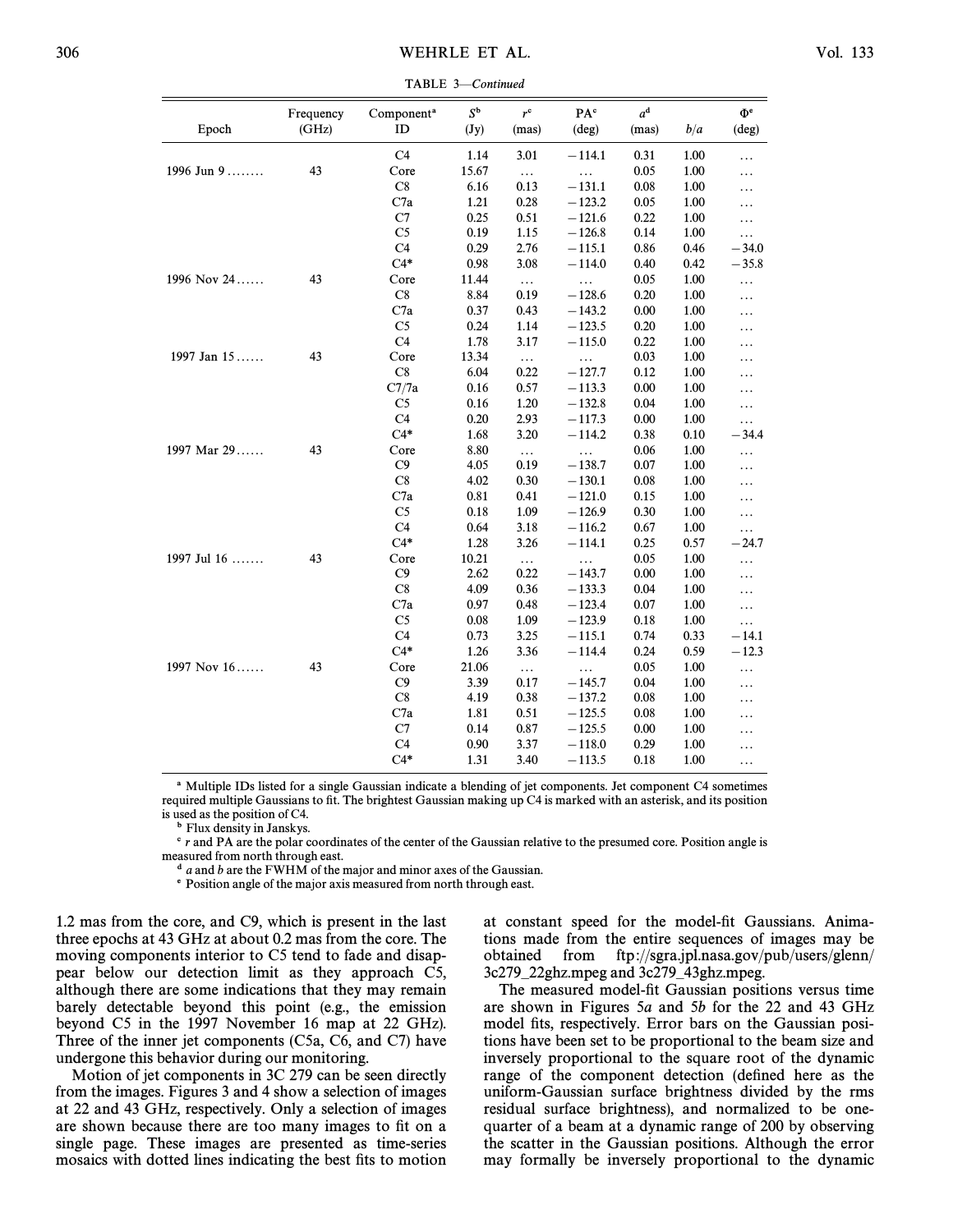TABLE 3—*Continued*

| Epoch | Frequency (GHz) | Component[a] ID | $S^b$ (Jy) | $r^c$ (mas) | PA[c] (deg) | $a^d$ (mas) | $b/a$ | $\Phi^e$ (deg) |
|---|---|---|---|---|---|---|---|---|
| | | C4 | 1.14 | 3.01 | −114.1 | 0.31 | 1.00 | ... |
| 1996 Jun 9 ........ | 43 | Core | 15.67 | ... | ... | 0.05 | 1.00 | ... |
| | | C8 | 6.16 | 0.13 | −131.1 | 0.08 | 1.00 | ... |
| | | C7a | 1.21 | 0.28 | −123.2 | 0.05 | 1.00 | ... |
| | | C7 | 0.25 | 0.51 | −121.6 | 0.22 | 1.00 | ... |
| | | C5 | 0.19 | 1.15 | −126.8 | 0.14 | 1.00 | ... |
| | | C4 | 0.29 | 2.76 | −115.1 | 0.86 | 0.46 | −34.0 |
| | | C4* | 0.98 | 3.08 | −114.0 | 0.40 | 0.42 | −35.8 |
| 1996 Nov 24 ...... | 43 | Core | 11.44 | ... | ... | 0.05 | 1.00 | ... |
| | | C8 | 8.84 | 0.19 | −128.6 | 0.20 | 1.00 | ... |
| | | C7a | 0.37 | 0.43 | −143.2 | 0.00 | 1.00 | ... |
| | | C5 | 0.24 | 1.14 | −123.5 | 0.20 | 1.00 | ... |
| | | C4 | 1.78 | 3.17 | −115.0 | 0.22 | 1.00 | ... |
| 1997 Jan 15 ...... | 43 | Core | 13.34 | ... | ... | 0.03 | 1.00 | ... |
| | | C8 | 6.04 | 0.22 | −127.7 | 0.12 | 1.00 | ... |
| | | C7/7a | 0.16 | 0.57 | −113.3 | 0.00 | 1.00 | ... |
| | | C5 | 0.16 | 1.20 | −132.8 | 0.04 | 1.00 | ... |
| | | C4 | 0.20 | 2.93 | −117.3 | 0.00 | 1.00 | ... |
| | | C4* | 1.68 | 3.20 | −114.2 | 0.38 | 0.10 | −34.4 |
| 1997 Mar 29 ...... | 43 | Core | 8.80 | ... | ... | 0.06 | 1.00 | ... |
| | | C9 | 4.05 | 0.19 | −138.7 | 0.07 | 1.00 | ... |
| | | C8 | 4.02 | 0.30 | −130.1 | 0.08 | 1.00 | ... |
| | | C7a | 0.81 | 0.41 | −121.0 | 0.15 | 1.00 | ... |
| | | C5 | 0.18 | 1.09 | −126.9 | 0.30 | 1.00 | ... |
| | | C4 | 0.64 | 3.18 | −116.2 | 0.67 | 1.00 | ... |
| | | C4* | 1.28 | 3.26 | −114.1 | 0.25 | 0.57 | −24.7 |
| 1997 Jul 16 ....... | 43 | Core | 10.21 | ... | ... | 0.05 | 1.00 | ... |
| | | C9 | 2.62 | 0.22 | −143.7 | 0.00 | 1.00 | ... |
| | | C8 | 4.09 | 0.36 | −133.3 | 0.04 | 1.00 | ... |
| | | C7a | 0.97 | 0.48 | −123.4 | 0.07 | 1.00 | ... |
| | | C5 | 0.08 | 1.09 | −123.9 | 0.18 | 1.00 | ... |
| | | C4 | 0.73 | 3.25 | −115.1 | 0.74 | 0.33 | −14.1 |
| | | C4* | 1.26 | 3.36 | −114.4 | 0.24 | 0.59 | −12.3 |
| 1997 Nov 16 ...... | 43 | Core | 21.06 | ... | ... | 0.05 | 1.00 | ... |
| | | C9 | 3.39 | 0.17 | −145.7 | 0.04 | 1.00 | ... |
| | | C8 | 4.19 | 0.38 | −137.2 | 0.08 | 1.00 | ... |
| | | C7a | 1.81 | 0.51 | −125.5 | 0.08 | 1.00 | ... |
| | | C7 | 0.14 | 0.87 | −125.5 | 0.00 | 1.00 | ... |
| | | C4 | 0.90 | 3.37 | −118.0 | 0.29 | 1.00 | ... |
| | | C4* | 1.31 | 3.40 | −113.5 | 0.18 | 1.00 | ... |

[a] Multiple IDs listed for a single Gaussian indicate a blending of jet components. Jet component C4 sometimes required multiple Gaussians to fit. The brightest Gaussian making up C4 is marked with an asterisk, and its position is used as the position of C4.

[b] Flux density in Janskys.

[c] $r$ and PA are the polar coordinates of the center of the Gaussian relative to the presumed core. Position angle is measured from north through east.

[d] $a$ and $b$ are the FWHM of the major and minor axes of the Gaussian.

[e] Position angle of the major axis measured from north through east.

1.2 mas from the core, and C9, which is present in the last three epochs at 43 GHz at about 0.2 mas from the core. The moving components interior to C5 tend to fade and disappear below our detection limit as they approach C5, although there are some indications that they may remain barely detectable beyond this point (e.g., the emission beyond C5 in the 1997 November 16 map at 22 GHz). Three of the inner jet components (C5a, C6, and C7) have undergone this behavior during our monitoring.

Motion of jet components in 3C 279 can be seen directly from the images. Figures 3 and 4 show a selection of images at 22 and 43 GHz, respectively. Only a selection of images are shown because there are too many images to fit on a single page. These images are presented as time-series mosaics with dotted lines indicating the best fits to motion at constant speed for the model-fit Gaussians. Animations made from the entire sequences of images may be obtained from ftp://sgra.jpl.nasa.gov/pub/users/glenn/3c279_22ghz.mpeg and 3c279_43ghz.mpeg.

The measured model-fit Gaussian positions versus time are shown in Figures 5*a* and 5*b* for the 22 and 43 GHz model fits, respectively. Error bars on the Gaussian positions have been set to be proportional to the beam size and inversely proportional to the square root of the dynamic range of the component detection (defined here as the uniform-Gaussian surface brightness divided by the rms residual surface brightness), and normalized to be one-quarter of a beam at a dynamic range of 200 by observing the scatter in the Gaussian positions. Although the error may formally be inversely proportional to the dynamic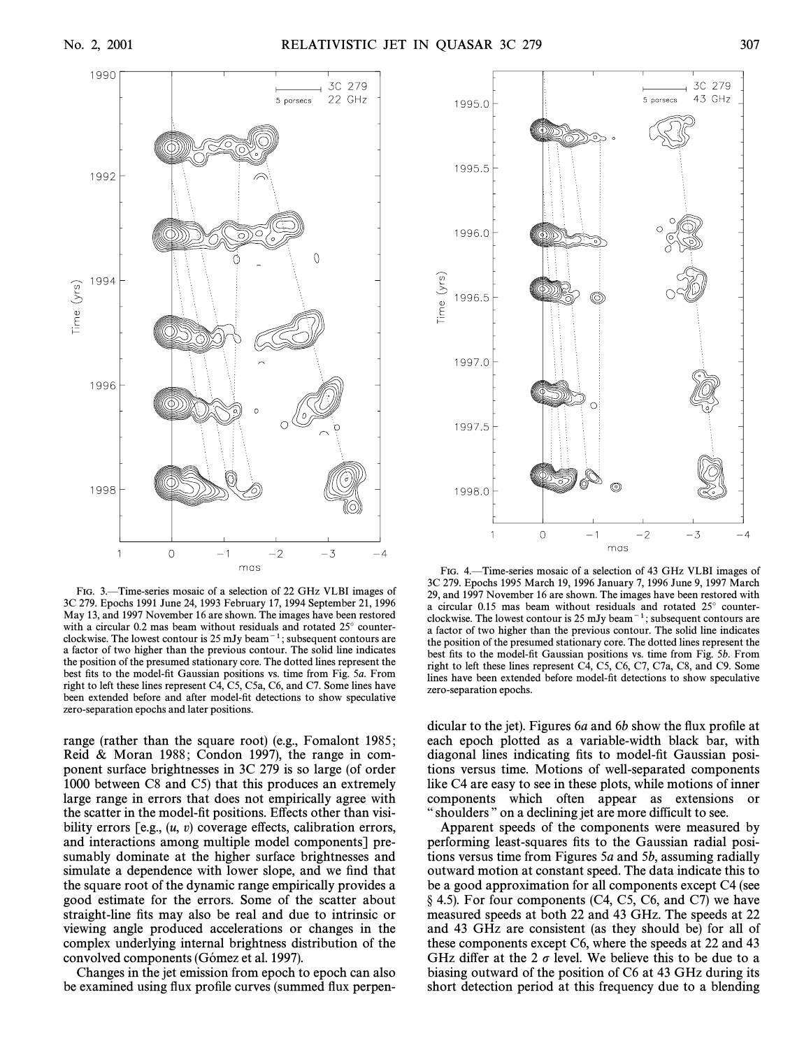FIG. 3.—Time-series mosaic of a selection of 22 GHz VLBI images of 3C 279. Epochs 1991 June 24, 1993 February 17, 1994 September 21, 1996 May 13, and 1997 November 16 are shown. The images have been restored with a circular 0.2 mas beam without residuals and rotated 25° counterclockwise. The lowest contour is 25 mJy beam$^{-1}$; subsequent contours are a factor of two higher than the previous contour. The solid line indicates the position of the presumed stationary core. The dotted lines represent the best fits to the model-fit Gaussian positions vs. time from Fig. 5*a*. From right to left these lines represent C4, C5, C5a, C6, and C7. Some lines have been extended before and after model-fit detections to show speculative zero-separation epochs and later positions.

FIG. 4.—Time-series mosaic of a selection of 43 GHz VLBI images of 3C 279. Epochs 1995 March 19, 1996 January 7, 1996 June 9, 1997 March 29, and 1997 November 16 are shown. The images have been restored with a circular 0.15 mas beam without residuals and rotated 25° counterclockwise. The lowest contour is 25 mJy beam$^{-1}$; subsequent contours are a factor of two higher than the previous contour. The solid line indicates the position of the presumed stationary core. The dotted lines represent the best fits to the model-fit Gaussian positions vs. time from Fig. 5*b*. From right to left these lines represent C4, C5, C6, C7, C7a, C8, and C9. Some lines have been extended before model-fit detections to show speculative zero-separation epochs.

range (rather than the square root) (e.g., Fomalont 1985; Reid & Moran 1988; Condon 1997), the range in component surface brightnesses in 3C 279 is so large (of order 1000 between C8 and C5) that this produces an extremely large range in errors that does not empirically agree with the scatter in the model-fit positions. Effects other than visibility errors [e.g., ($u$, $v$) coverage effects, calibration errors, and interactions among multiple model components] presumably dominate at the higher surface brightnesses and simulate a dependence with lower slope, and we find that the square root of the dynamic range empirically provides a good estimate for the errors. Some of the scatter about straight-line fits may also be real and due to intrinsic or viewing angle produced accelerations or changes in the complex underlying internal brightness distribution of the convolved components (Gómez et al. 1997).

Changes in the jet emission from epoch to epoch can also be examined using flux profile curves (summed flux perpendicular to the jet). Figures 6*a* and 6*b* show the flux profile at each epoch plotted as a variable-width black bar, with diagonal lines indicating fits to model-fit Gaussian positions versus time. Motions of well-separated components like C4 are easy to see in these plots, while motions of inner components which often appear as extensions or "shoulders" on a declining jet are more difficult to see.

Apparent speeds of the components were measured by performing least-squares fits to the Gaussian radial positions versus time from Figures 5*a* and 5*b*, assuming radially outward motion at constant speed. The data indicate this to be a good approximation for all components except C4 (see § 4.5). For four components (C4, C5, C6, and C7) we have measured speeds at both 22 and 43 GHz. The speeds at 22 and 43 GHz are consistent (as they should be) for all of these components except C6, where the speeds at 22 and 43 GHz differ at the 2 $\sigma$ level. We believe this to be due to a biasing outward of the position of C6 at 43 GHz during its short detection period at this frequency due to a blending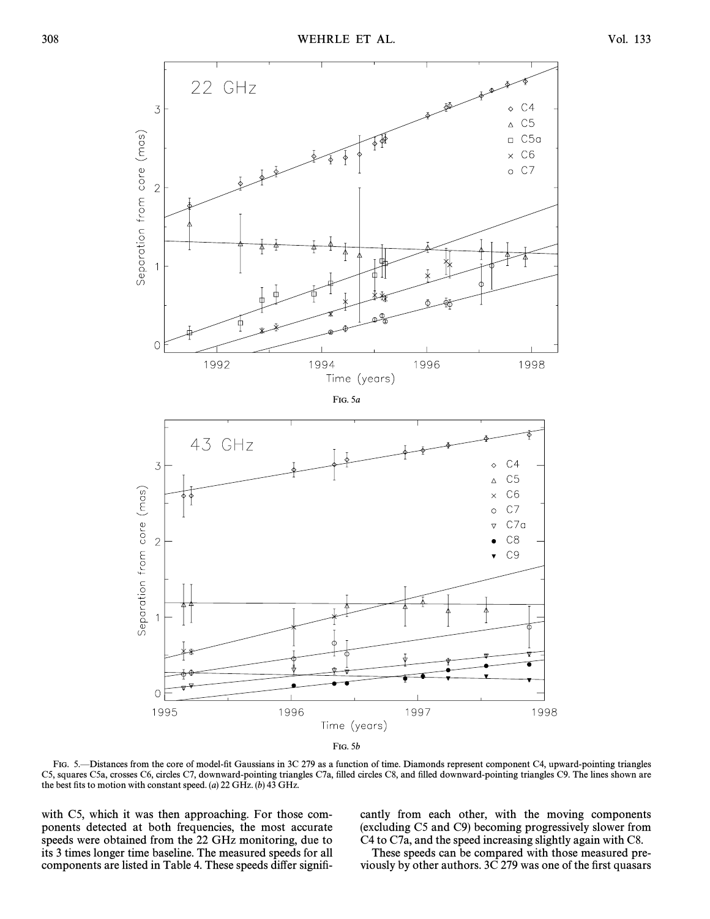FIG. 5a

FIG. 5b

FIG. 5.—Distances from the core of model-fit Gaussians in 3C 279 as a function of time. Diamonds represent component C4, upward-pointing triangles C5, squares C5a, crosses C6, circles C7, downward-pointing triangles C7a, filled circles C8, and filled downward-pointing triangles C9. The lines shown are the best fits to motion with constant speed. (a) 22 GHz. (b) 43 GHz.

with C5, which it was then approaching. For those components detected at both frequencies, the most accurate speeds were obtained from the 22 GHz monitoring, due to its 3 times longer time baseline. The measured speeds for all components are listed in Table 4. These speeds differ significantly from each other, with the moving components (excluding C5 and C9) becoming progressively slower from C4 to C7a, and the speed increasing slightly again with C8.

These speeds can be compared with those measured previously by other authors. 3C 279 was one of the first quasars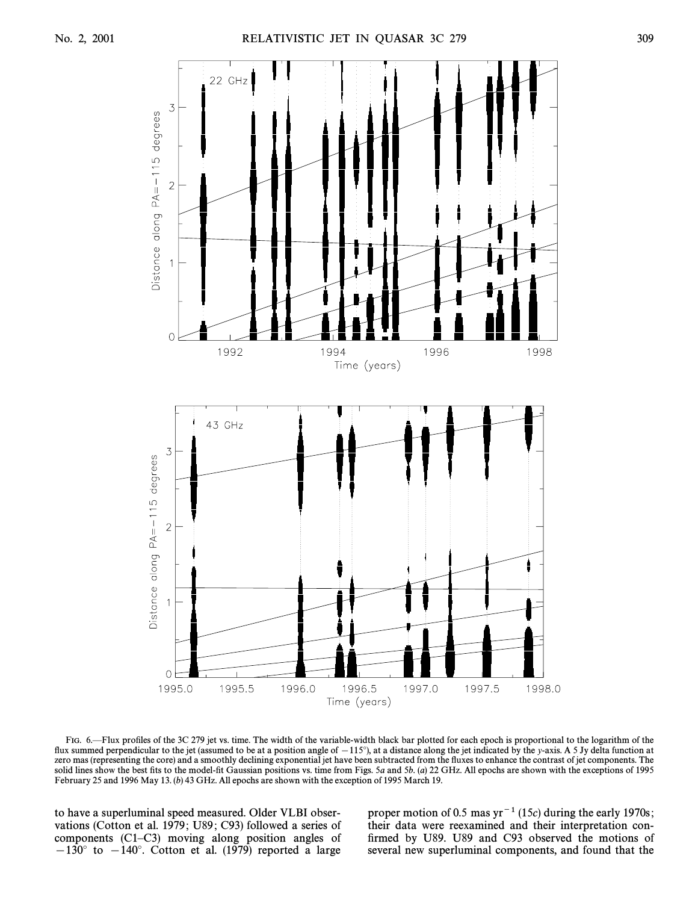FIG. 6.—Flux profiles of the 3C 279 jet vs. time. The width of the variable-width black bar plotted for each epoch is proportional to the logarithm of the flux summed perpendicular to the jet (assumed to be at a position angle of $-115°$), at a distance along the jet indicated by the $y$-axis. A 5 Jy delta function at zero mas (representing the core) and a smoothly declining exponential jet have been subtracted from the fluxes to enhance the contrast of jet components. The solid lines show the best fits to the model-fit Gaussian positions vs. time from Figs. 5*a* and 5*b*. (*a*) 22 GHz. All epochs are shown with the exceptions of 1995 February 25 and 1996 May 13. (*b*) 43 GHz. All epochs are shown with the exception of 1995 March 19.

to have a superluminal speed measured. Older VLBI observations (Cotton et al. 1979; U89; C93) followed a series of components (C1–C3) moving along position angles of $-130°$ to $-140°$. Cotton et al. (1979) reported a large proper motion of 0.5 mas $\text{yr}^{-1}$ ($15c$) during the early 1970s; their data were reexamined and their interpretation confirmed by U89. U89 and C93 observed the motions of several new superluminal components, and found that the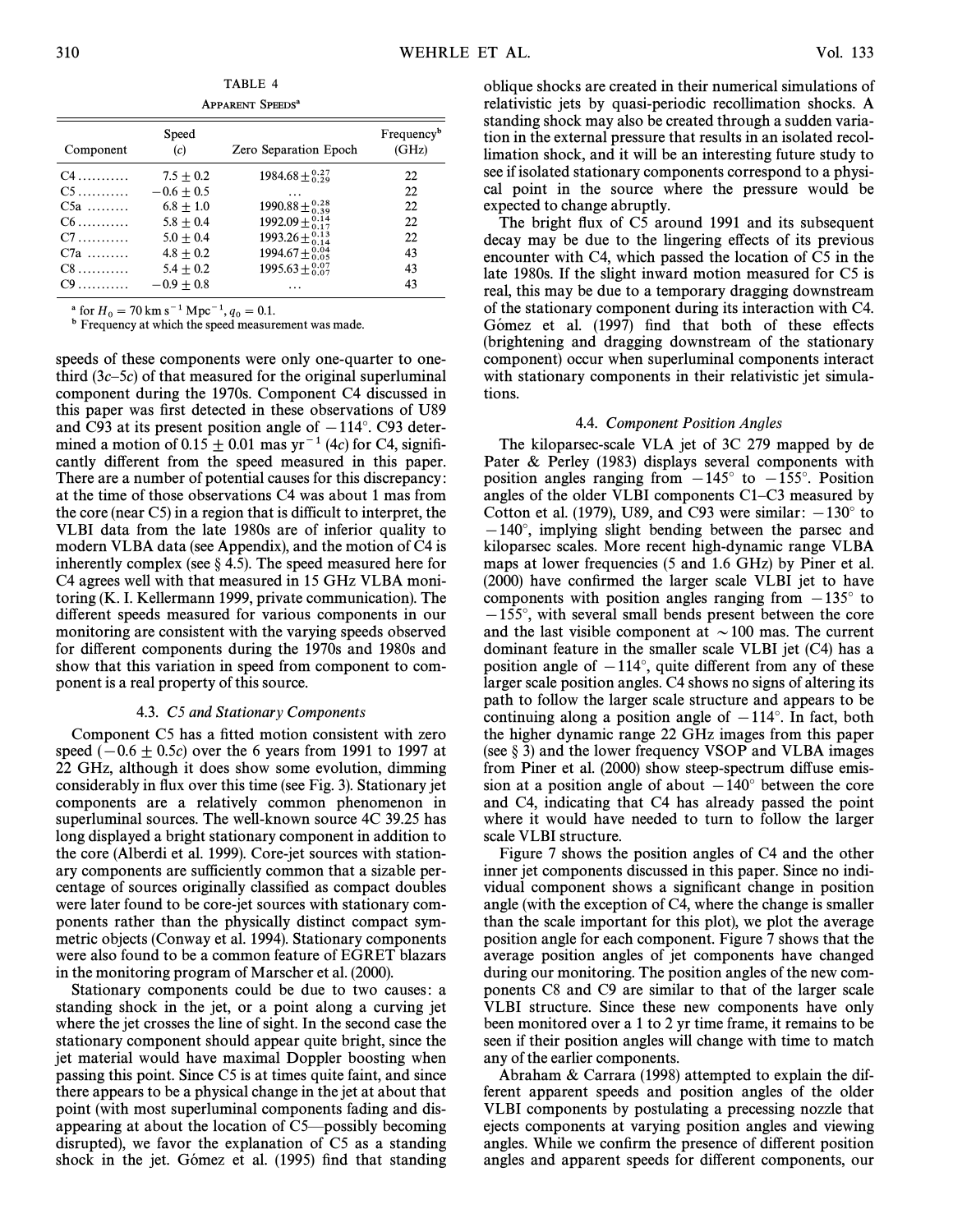TABLE 4

APPARENT SPEEDS[a]

| Component | Speed ($c$) | Zero Separation Epoch | Frequency[b] (GHz) |
|---|---|---|---|
| C4 | $7.5 \pm 0.2$ | $1984.68^{+0.27}_{-0.29}$ | 22 |
| C5 | $-0.6 \pm 0.5$ | ... | 22 |
| C5a | $6.8 \pm 1.0$ | $1990.88^{+0.28}_{-0.39}$ | 22 |
| C6 | $5.8 \pm 0.4$ | $1992.09^{+0.14}_{-0.17}$ | 22 |
| C7 | $5.0 \pm 0.4$ | $1993.26^{+0.13}_{-0.14}$ | 22 |
| C7a | $4.8 \pm 0.2$ | $1994.67^{+0.04}_{-0.05}$ | 43 |
| C8 | $5.4 \pm 0.2$ | $1995.63^{+0.07}_{-0.07}$ | 43 |
| C9 | $-0.9 \pm 0.8$ | ... | 43 |

[a] for $H_0 = 70$ km s$^{-1}$ Mpc$^{-1}$, $q_0 = 0.1$.

[b] Frequency at which the speed measurement was made.

speeds of these components were only one-quarter to one-third ($3c$–$5c$) of that measured for the original superluminal component during the 1970s. Component C4 discussed in this paper was first detected in these observations of U89 and C93 at its present position angle of $-114°$. C93 determined a motion of $0.15 \pm 0.01$ mas yr$^{-1}$ ($4c$) for C4, significantly different from the speed measured in this paper. There are a number of potential causes for this discrepancy: at the time of those observations C4 was about 1 mas from the core (near C5) in a region that is difficult to interpret, the VLBI data from the late 1980s are of inferior quality to modern VLBA data (see Appendix), and the motion of C4 is inherently complex (see § 4.5). The speed measured here for C4 agrees well with that measured in 15 GHz VLBA monitoring (K. I. Kellermann 1999, private communication). The different speeds measured for various components in our monitoring are consistent with the varying speeds observed for different components during the 1970s and 1980s and show that this variation in speed from component to component is a real property of this source.

### 4.3. *C5 and Stationary Components*

Component C5 has a fitted motion consistent with zero speed ($-0.6 \pm 0.5c$) over the 6 years from 1991 to 1997 at 22 GHz, although it does show some evolution, dimming considerably in flux over this time (see Fig. 3). Stationary jet components are a relatively common phenomenon in superluminal sources. The well-known source 4C 39.25 has long displayed a bright stationary component in addition to the core (Alberdi et al. 1999). Core-jet sources with stationary components are sufficiently common that a sizable percentage of sources originally classified as compact doubles were later found to be core-jet sources with stationary components rather than the physically distinct compact symmetric objects (Conway et al. 1994). Stationary components were also found to be a common feature of EGRET blazars in the monitoring program of Marscher et al. (2000).

Stationary components could be due to two causes: a standing shock in the jet, or a point along a curving jet where the jet crosses the line of sight. In the second case the stationary component should appear quite bright, since the jet material would have maximal Doppler boosting when passing this point. Since C5 is at times quite faint, and since there appears to be a physical change in the jet at about that point (with most superluminal components fading and disappearing at about the location of C5—possibly becoming disrupted), we favor the explanation of C5 as a standing shock in the jet. Gómez et al. (1995) find that standing oblique shocks are created in their numerical simulations of relativistic jets by quasi-periodic recollimation shocks. A standing shock may also be created through a sudden variation in the external pressure that results in an isolated recollimation shock, and it will be an interesting future study to see if isolated stationary components correspond to a physical point in the source where the pressure would be expected to change abruptly.

The bright flux of C5 around 1991 and its subsequent decay may be due to the lingering effects of its previous encounter with C4, which passed the location of C5 in the late 1980s. If the slight inward motion measured for C5 is real, this may be due to a temporary dragging downstream of the stationary component during its interaction with C4. Gómez et al. (1997) find that both of these effects (brightening and dragging downstream of the stationary component) occur when superluminal components interact with stationary components in their relativistic jet simulations.

### 4.4. *Component Position Angles*

The kiloparsec-scale VLA jet of 3C 279 mapped by de Pater & Perley (1983) displays several components with position angles ranging from $-145°$ to $-155°$. Position angles of the older VLBI components C1–C3 measured by Cotton et al. (1979), U89, and C93 were similar: $-130°$ to $-140°$, implying slight bending between the parsec and kiloparsec scales. More recent high-dynamic range VLBA maps at lower frequencies (5 and 1.6 GHz) by Piner et al. (2000) have confirmed the larger scale VLBI jet to have components with position angles ranging from $-135°$ to $-155°$, with several small bends present between the core and the last visible component at $\sim$100 mas. The current dominant feature in the smaller scale VLBI jet (C4) has a position angle of $-114°$, quite different from any of these larger scale position angles. C4 shows no signs of altering its path to follow the larger scale structure and appears to be continuing along a position angle of $-114°$. In fact, both the higher dynamic range 22 GHz images from this paper (see § 3) and the lower frequency VSOP and VLBA images from Piner et al. (2000) show steep-spectrum diffuse emission at a position angle of about $-140°$ between the core and C4, indicating that C4 has already passed the point where it would have needed to turn to follow the larger scale VLBI structure.

Figure 7 shows the position angles of C4 and the other inner jet components discussed in this paper. Since no individual component shows a significant change in position angle (with the exception of C4, where the change is smaller than the scale important for this plot), we plot the average position angle for each component. Figure 7 shows that the average position angles of jet components have changed during our monitoring. The position angles of the new components C8 and C9 are similar to that of the larger scale VLBI structure. Since these new components have only been monitored over a 1 to 2 yr time frame, it remains to be seen if their position angles will change with time to match any of the earlier components.

Abraham & Carrara (1998) attempted to explain the different apparent speeds and position angles of the older VLBI components by postulating a precessing nozzle that ejects components at varying position angles and viewing angles. While we confirm the presence of different position angles and apparent speeds for different components, our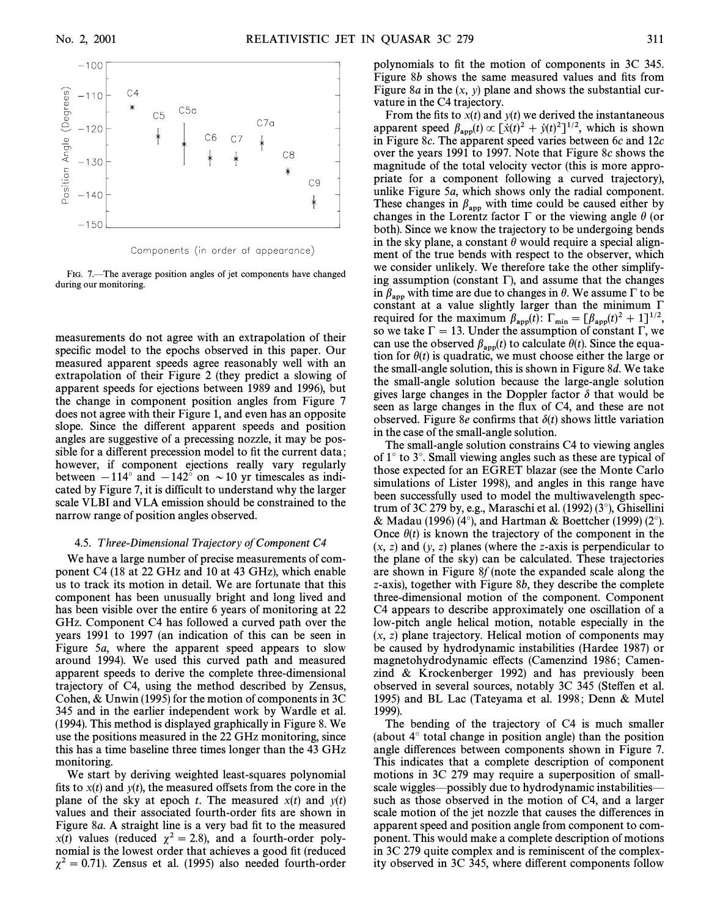FIG. 7.—The average position angles of jet components have changed during our monitoring.

measurements do not agree with an extrapolation of their specific model to the epochs observed in this paper. Our measured apparent speeds agree reasonably well with an extrapolation of their Figure 2 (they predict a slowing of apparent speeds for ejections between 1989 and 1996), but the change in component position angles from Figure 7 does not agree with their Figure 1, and even has an opposite slope. Since the different apparent speeds and position angles are suggestive of a precessing nozzle, it may be possible for a different precession model to fit the current data; however, if component ejections really vary regularly between $-114°$ and $-142°$ on $\sim$10 yr timescales as indicated by Figure 7, it is difficult to understand why the larger scale VLBI and VLA emission should be constrained to the narrow range of position angles observed.

### 4.5. *Three-Dimensional Trajectory of Component C4*

We have a large number of precise measurements of component C4 (18 at 22 GHz and 10 at 43 GHz), which enable us to track its motion in detail. We are fortunate that this component has been unusually bright and long lived and has been visible over the entire 6 years of monitoring at 22 GHz. Component C4 has followed a curved path over the years 1991 to 1997 (an indication of this can be seen in Figure 5*a*, where the apparent speed appears to slow around 1994). We used this curved path and measured apparent speeds to derive the complete three-dimensional trajectory of C4, using the method described by Zensus, Cohen, & Unwin (1995) for the motion of components in 3C 345 and in the earlier independent work by Wardle et al. (1994). This method is displayed graphically in Figure 8. We use the positions measured in the 22 GHz monitoring, since this has a time baseline three times longer than the 43 GHz monitoring.

We start by deriving weighted least-squares polynomial fits to $x(t)$ and $y(t)$, the measured offsets from the core in the plane of the sky at epoch $t$. The measured $x(t)$ and $y(t)$ values and their associated fourth-order fits are shown in Figure 8*a*. A straight line is a very bad fit to the measured $x(t)$ values (reduced $\chi^2 = 2.8$), and a fourth-order polynomial is the lowest order that achieves a good fit (reduced $\chi^2 = 0.71$). Zensus et al. (1995) also needed fourth-order polynomials to fit the motion of components in 3C 345. Figure 8*b* shows the same measured values and fits from Figure 8*a* in the $(x, y)$ plane and shows the substantial curvature in the C4 trajectory.

From the fits to $x(t)$ and $y(t)$ we derived the instantaneous apparent speed $\beta_{\rm app}(t) \propto [\dot{x}(t)^2 + \dot{y}(t)^2]^{1/2}$, which is shown in Figure 8*c*. The apparent speed varies between 6*c* and 12*c* over the years 1991 to 1997. Note that Figure 8*c* shows the magnitude of the total velocity vector (this is more appropriate for a component following a curved trajectory), unlike Figure 5*a*, which shows only the radial component. These changes in $\beta_{\rm app}$ with time could be caused either by changes in the Lorentz factor $\Gamma$ or the viewing angle $\theta$ (or both). Since we know the trajectory to be undergoing bends in the sky plane, a constant $\theta$ would require a special alignment of the true bends with respect to the observer, which we consider unlikely. We therefore take the other simplifying assumption (constant $\Gamma$), and assume that the changes in $\beta_{\rm app}$ with time are due to changes in $\theta$. We assume $\Gamma$ to be constant at a value slightly larger than the minimum $\Gamma$ required for the maximum $\beta_{\rm app}(t)$: $\Gamma_{\rm min} = [\beta_{\rm app}(t)^2 + 1]^{1/2}$, so we take $\Gamma = 13$. Under the assumption of constant $\Gamma$, we can use the observed $\beta_{\rm app}(t)$ to calculate $\theta(t)$. Since the equation for $\theta(t)$ is quadratic, we must choose either the large or the small-angle solution, this is shown in Figure 8*d*. We take the small-angle solution because the large-angle solution gives large changes in the Doppler factor $\delta$ that would be seen as large changes in the flux of C4, and these are not observed. Figure 8*e* confirms that $\delta(t)$ shows little variation in the case of the small-angle solution.

The small-angle solution constrains C4 to viewing angles of 1° to 3°. Small viewing angles such as these are typical of those expected for an EGRET blazar (see the Monte Carlo simulations of Lister 1998), and angles in this range have been successfully used to model the multiwavelength spectrum of 3C 279 by, e.g., Maraschi et al. (1992) (3°), Ghisellini & Madau (1996) (4°), and Hartman & Boettcher (1999) (2°). Once $\theta(t)$ is known the trajectory of the component in the $(x, z)$ and $(y, z)$ planes (where the $z$-axis is perpendicular to the plane of the sky) can be calculated. These trajectories are shown in Figure 8*f* (note the expanded scale along the $z$-axis), together with Figure 8*b*, they describe the complete three-dimensional motion of the component. Component C4 appears to describe approximately one oscillation of a low-pitch angle helical motion, notable especially in the $(x, z)$ plane trajectory. Helical motion of components may be caused by hydrodynamic instabilities (Hardee 1987) or magnetohydrodynamic effects (Camenzind 1986; Camenzind & Krockenberger 1992) and has previously been observed in several sources, notably 3C 345 (Steffen et al. 1995) and BL Lac (Tateyama et al. 1998; Denn & Mutel 1999).

The bending of the trajectory of C4 is much smaller (about 4° total change in position angle) than the position angle differences between components shown in Figure 7. This indicates that a complete description of component motions in 3C 279 may require a superposition of small-scale wiggles—possibly due to hydrodynamic instabilities—such as those observed in the motion of C4, and a larger scale motion of the jet nozzle that causes the differences in apparent speed and position angle from component to component. This would make a complete description of motions in 3C 279 quite complex and is reminiscent of the complexity observed in 3C 345, where different components follow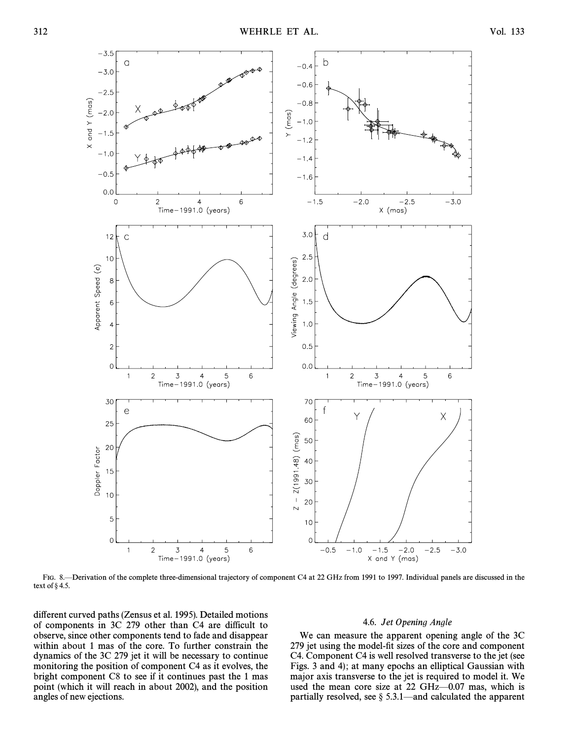FIG. 8.—Derivation of the complete three-dimensional trajectory of component C4 at 22 GHz from 1991 to 1997. Individual panels are discussed in the text of § 4.5.

different curved paths (Zensus et al. 1995). Detailed motions of components in 3C 279 other than C4 are difficult to observe, since other components tend to fade and disappear within about 1 mas of the core. To further constrain the dynamics of the 3C 279 jet it will be necessary to continue monitoring the position of component C4 as it evolves, the bright component C8 to see if it continues past the 1 mas point (which it will reach in about 2002), and the position angles of new ejections.

### 4.6. *Jet Opening Angle*

We can measure the apparent opening angle of the 3C 279 jet using the model-fit sizes of the core and component C4. Component C4 is well resolved transverse to the jet (see Figs. 3 and 4); at many epochs an elliptical Gaussian with major axis transverse to the jet is required to model it. We used the mean core size at 22 GHz—0.07 mas, which is partially resolved, see § 5.3.1—and calculated the apparent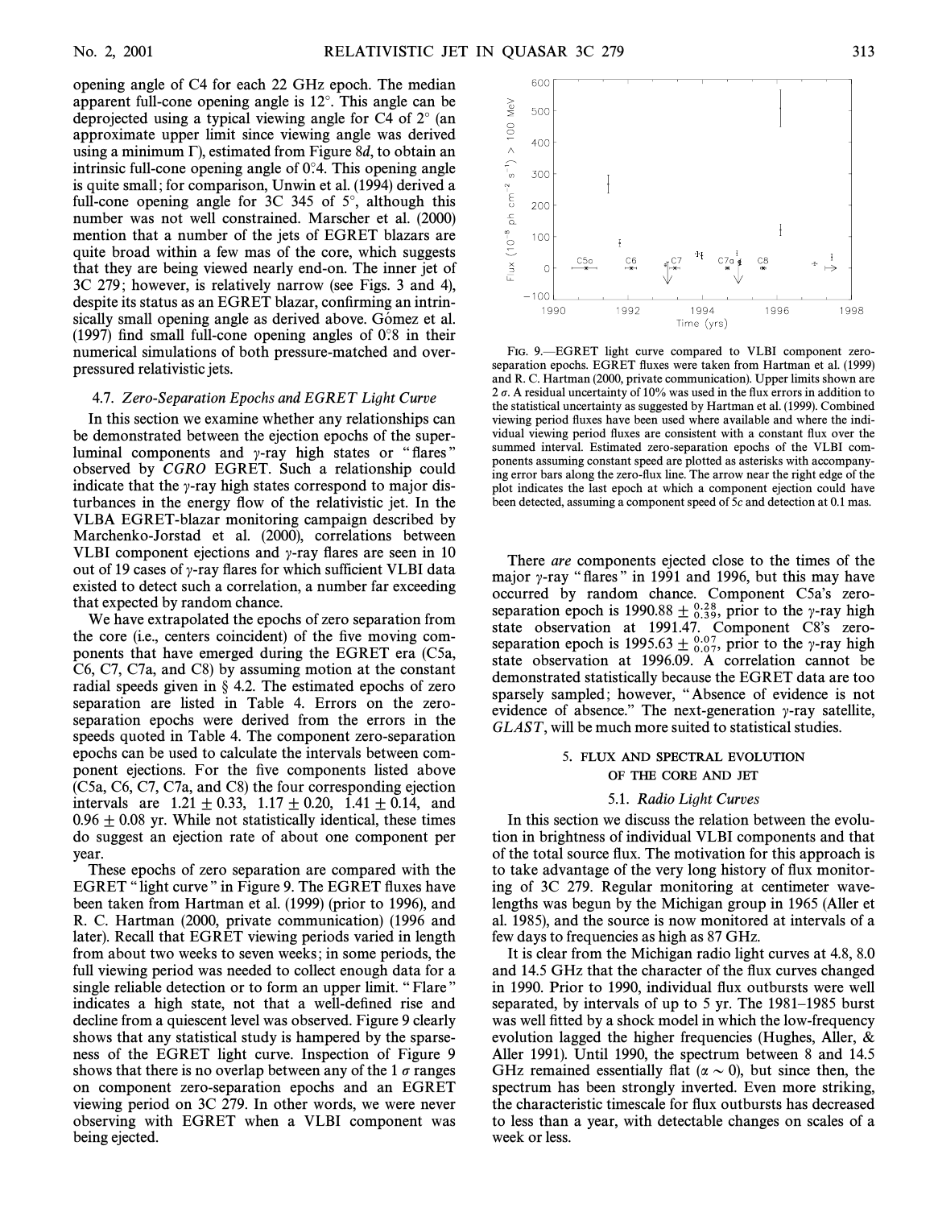opening angle of C4 for each 22 GHz epoch. The median apparent full-cone opening angle is 12°. This angle can be deprojected using a typical viewing angle for C4 of 2° (an approximate upper limit since viewing angle was derived using a minimum Γ), estimated from Figure 8*d*, to obtain an intrinsic full-cone opening angle of 0°.4. This opening angle is quite small; for comparison, Unwin et al. (1994) derived a full-cone opening angle for 3C 345 of 5°, although this number was not well constrained. Marscher et al. (2000) mention that a number of the jets of EGRET blazars are quite broad within a few mas of the core, which suggests that they are being viewed nearly end-on. The inner jet of 3C 279; however, is relatively narrow (see Figs. 3 and 4), despite its status as an EGRET blazar, confirming an intrinsically small opening angle as derived above. Gómez et al. (1997) find small full-cone opening angles of 0°.8 in their numerical simulations of both pressure-matched and overpressured relativistic jets.

### 4.7. *Zero-Separation Epochs and EGRET Light Curve*

In this section we examine whether any relationships can be demonstrated between the ejection epochs of the superluminal components and γ-ray high states or "flares" observed by *CGRO* EGRET. Such a relationship could indicate that the γ-ray high states correspond to major disturbances in the energy flow of the relativistic jet. In the VLBA EGRET-blazar monitoring campaign described by Marchenko-Jorstad et al. (2000), correlations between VLBI component ejections and γ-ray flares are seen in 10 out of 19 cases of γ-ray flares for which sufficient VLBI data existed to detect such a correlation, a number far exceeding that expected by random chance.

We have extrapolated the epochs of zero separation from the core (i.e., centers coincident) of the five moving components that have emerged during the EGRET era (C5a, C6, C7, C7a, and C8) by assuming motion at the constant radial speeds given in § 4.2. The estimated epochs of zero separation are listed in Table 4. Errors on the zero-separation epochs were derived from the errors in the speeds quoted in Table 4. The component zero-separation epochs can be used to calculate the intervals between component ejections. For the five components listed above (C5a, C6, C7, C7a, and C8) the four corresponding ejection intervals are $1.21 \pm 0.33$, $1.17 \pm 0.20$, $1.41 \pm 0.14$, and $0.96 \pm 0.08$ yr. While not statistically identical, these times do suggest an ejection rate of about one component per year.

These epochs of zero separation are compared with the EGRET "light curve" in Figure 9. The EGRET fluxes have been taken from Hartman et al. (1999) (prior to 1996), and R. C. Hartman (2000, private communication) (1996 and later). Recall that EGRET viewing periods varied in length from about two weeks to seven weeks; in some periods, the full viewing period was needed to collect enough data for a single reliable detection or to form an upper limit. "Flare" indicates a high state, not that a well-defined rise and decline from a quiescent level was observed. Figure 9 clearly shows that any statistical study is hampered by the sparseness of the EGRET light curve. Inspection of Figure 9 shows that there is no overlap between any of the 1 σ ranges on component zero-separation epochs and an EGRET viewing period on 3C 279. In other words, we were never observing with EGRET when a VLBI component was being ejected.

FIG. 9.—EGRET light curve compared to VLBI component zero-separation epochs. EGRET fluxes were taken from Hartman et al. (1999) and R. C. Hartman (2000, private communication). Upper limits shown are 2 σ. A residual uncertainty of 10% was used in the flux errors in addition to the statistical uncertainty as suggested by Hartman et al. (1999). Combined viewing period fluxes have been used where available and where the individual viewing period fluxes are consistent with a constant flux over the summed interval. Estimated zero-separation epochs of the VLBI components assuming constant speed are plotted as asterisks with accompanying error bars along the zero-flux line. The arrow near the right edge of the plot indicates the last epoch at which a component ejection could have been detected, assuming a component speed of 5*c* and detection at 0.1 mas.

There *are* components ejected close to the times of the major γ-ray "flares" in 1991 and 1996, but this may have occurred by random chance. Component C5a's zero-separation epoch is $1990.88 \pm^{0.28}_{0.39}$, prior to the γ-ray high state observation at 1991.47. Component C8's zero-separation epoch is $1995.63 \pm^{0.07}_{0.07}$, prior to the γ-ray high state observation at 1996.09. A correlation cannot be demonstrated statistically because the EGRET data are too sparsely sampled; however, "Absence of evidence is not evidence of absence." The next-generation γ-ray satellite, *GLAST*, will be much more suited to statistical studies.

## 5. FLUX AND SPECTRAL EVOLUTION OF THE CORE AND JET

### 5.1. *Radio Light Curves*

In this section we discuss the relation between the evolution in brightness of individual VLBI components and that of the total source flux. The motivation for this approach is to take advantage of the very long history of flux monitoring of 3C 279. Regular monitoring at centimeter wavelengths was begun by the Michigan group in 1965 (Aller et al. 1985), and the source is now monitored at intervals of a few days to frequencies as high as 87 GHz.

It is clear from the Michigan radio light curves at 4.8, 8.0 and 14.5 GHz that the character of the flux curves changed in 1990. Prior to 1990, individual flux outbursts were well separated, by intervals of up to 5 yr. The 1981–1985 burst was well fitted by a shock model in which the low-frequency evolution lagged the higher frequencies (Hughes, Aller, & Aller 1991). Until 1990, the spectrum between 8 and 14.5 GHz remained essentially flat ($\alpha \sim 0$), but since then, the spectrum has been strongly inverted. Even more striking, the characteristic timescale for flux outbursts has decreased to less than a year, with detectable changes on scales of a week or less.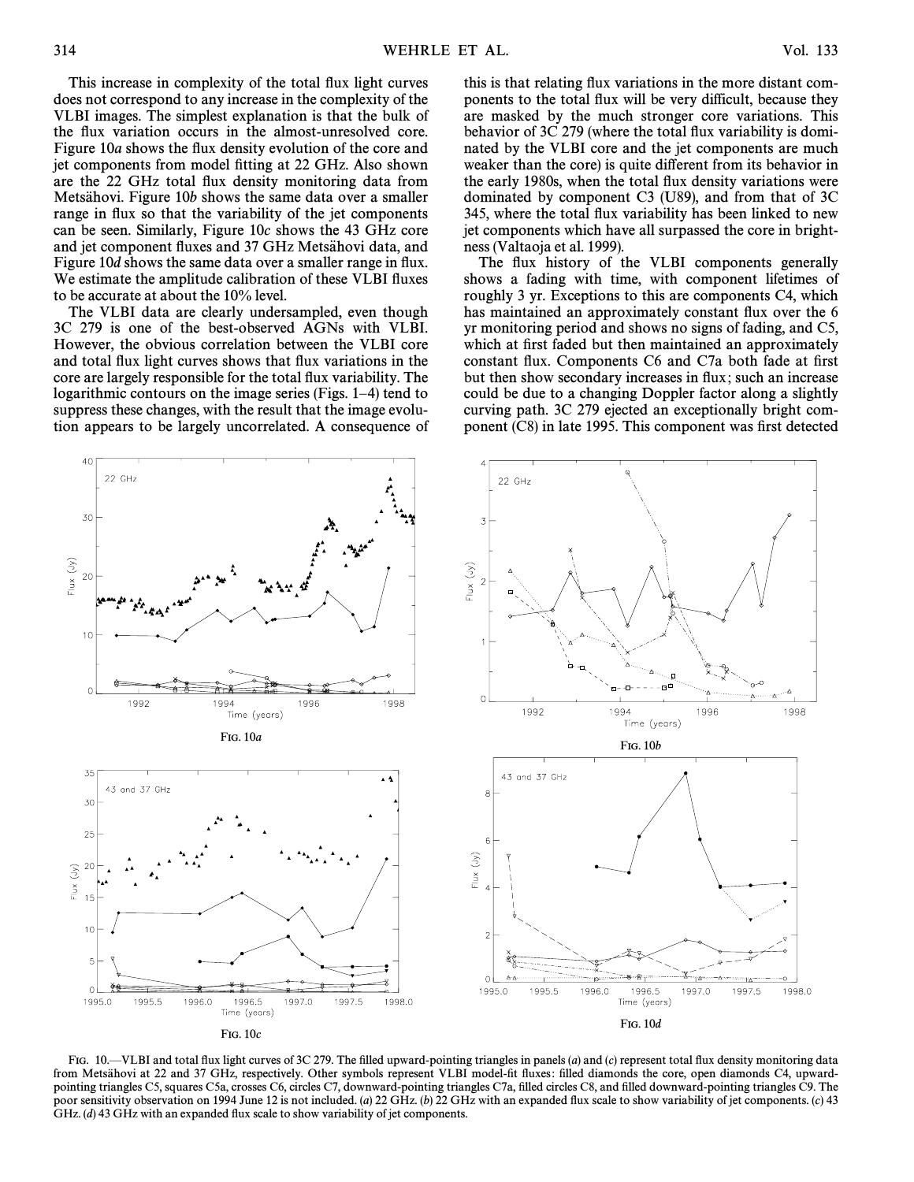This increase in complexity of the total flux light curves does not correspond to any increase in the complexity of the VLBI images. The simplest explanation is that the bulk of the flux variation occurs in the almost-unresolved core. Figure 10*a* shows the flux density evolution of the core and jet components from model fitting at 22 GHz. Also shown are the 22 GHz total flux density monitoring data from Metsähovi. Figure 10*b* shows the same data over a smaller range in flux so that the variability of the jet components can be seen. Similarly, Figure 10*c* shows the 43 GHz core and jet component fluxes and 37 GHz Metsähovi data, and Figure 10*d* shows the same data over a smaller range in flux. We estimate the amplitude calibration of these VLBI fluxes to be accurate at about the 10% level.

The VLBI data are clearly undersampled, even though 3C 279 is one of the best-observed AGNs with VLBI. However, the obvious correlation between the VLBI core and total flux light curves shows that flux variations in the core are largely responsible for the total flux variability. The logarithmic contours on the image series (Figs. 1–4) tend to suppress these changes, with the result that the image evolution appears to be largely uncorrelated. A consequence of this is that relating flux variations in the more distant components to the total flux will be very difficult, because they are masked by the much stronger core variations. This behavior of 3C 279 (where the total flux variability is dominated by the VLBI core and the jet components are much weaker than the core) is quite different from its behavior in the early 1980s, when the total flux density variations were dominated by component C3 (U89), and from that of 3C 345, where the total flux variability has been linked to new jet components which have all surpassed the core in brightness (Valtaoja et al. 1999).

The flux history of the VLBI components generally shows a fading with time, with component lifetimes of roughly 3 yr. Exceptions to this are components C4, which has maintained an approximately constant flux over the 6 yr monitoring period and shows no signs of fading, and C5, which at first faded but then maintained an approximately constant flux. Components C6 and C7a both fade at first but then show secondary increases in flux; such an increase could be due to a changing Doppler factor along a slightly curving path. 3C 279 ejected an exceptionally bright component (C8) in late 1995. This component was first detected

FIG. 10*a*

FIG. 10*b*

FIG. 10*c*

FIG. 10*d*

FIG. 10.—VLBI and total flux light curves of 3C 279. The filled upward-pointing triangles in panels (*a*) and (*c*) represent total flux density monitoring data from Metsähovi at 22 and 37 GHz, respectively. Other symbols represent VLBI model-fit fluxes: filled diamonds the core, open diamonds C4, upward-pointing triangles C5, squares C5a, crosses C6, circles C7, downward-pointing triangles C7a, filled circles C8, and filled downward-pointing triangles C9. The poor sensitivity observation on 1994 June 12 is not included. (*a*) 22 GHz. (*b*) 22 GHz with an expanded flux scale to show variability of jet components. (*c*) 43 GHz. (*d*) 43 GHz with an expanded flux scale to show variability of jet components.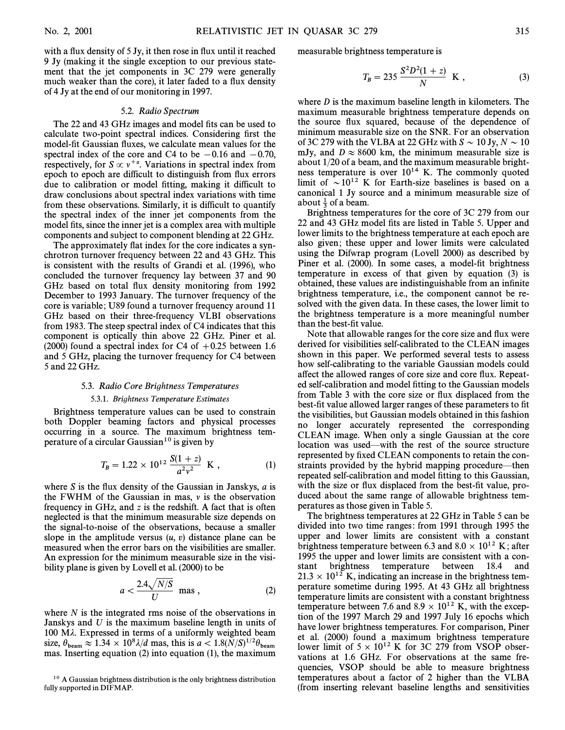with a flux density of 5 Jy, it then rose in flux until it reached 9 Jy (making it the single exception to our previous statement that the jet components in 3C 279 were generally much weaker than the core), it later faded to a flux density of 4 Jy at the end of our monitoring in 1997.

### 5.2. *Radio Spectrum*

The 22 and 43 GHz images and model fits can be used to calculate two-point spectral indices. Considering first the model-fit Gaussian fluxes, we calculate mean values for the spectral index of the core and C4 to be $-0.16$ and $-0.70$, respectively, for $S \propto \nu^{+\alpha}$. Variations in spectral index from epoch to epoch are difficult to distinguish from flux errors due to calibration or model fitting, making it difficult to draw conclusions about spectral index variations with time from these observations. Similarly, it is difficult to quantify the spectral index of the inner jet components from the model fits, since the inner jet is a complex area with multiple components and subject to component blending at 22 GHz.

The approximately flat index for the core indicates a synchrotron turnover frequency between 22 and 43 GHz. This is consistent with the results of Grandi et al. (1996), who concluded the turnover frequency lay between 37 and 90 GHz based on total flux density monitoring from 1992 December to 1993 January. The turnover frequency of the core is variable; U89 found a turnover frequency around 11 GHz based on their three-frequency VLBI observations from 1983. The steep spectral index of C4 indicates that this component is optically thin above 22 GHz. Piner et al. (2000) found a spectral index for C4 of $+0.25$ between 1.6 and 5 GHz, placing the turnover frequency for C4 between 5 and 22 GHz.

### 5.3. *Radio Core Brightness Temperatures*

#### 5.3.1. *Brightness Temperature Estimates*

Brightness temperature values can be used to constrain both Doppler beaming factors and physical processes occurring in a source. The maximum brightness temperature of a circular Gaussian[10] is given by

$$T_B = 1.22 \times 10^{12} \frac{S(1+z)}{a^2 \nu^2} \text{ K}, \tag{1}$$

where $S$ is the flux density of the Gaussian in Janskys, $a$ is the FWHM of the Gaussian in mas, $\nu$ is the observation frequency in GHz, and $z$ is the redshift. A fact that is often neglected is that the minimum measurable size depends on the signal-to-noise of the observations, because a smaller slope in the amplitude versus $(u, v)$ distance plane can be measured when the error bars on the visibilities are smaller. An expression for the minimum measurable size in the visibility plane is given by Lovell et al. (2000) to be

$$a < \frac{2.4\sqrt{N/S}}{U} \text{ mas}, \tag{2}$$

where $N$ is the integrated rms noise of the observations in Janskys and $U$ is the maximum baseline length in units of 100 M$\lambda$. Expressed in terms of a uniformly weighted beam size, $\theta_{\text{beam}} \approx 1.34 \times 10^8 \lambda/d$ mas, this is $a < 1.8(N/S)^{1/2}\theta_{\text{beam}}$ mas. Inserting equation (2) into equation (1), the maximum measurable brightness temperature is

$$T_B = 235 \frac{S^2 D^2 (1+z)}{N} \text{ K}, \tag{3}$$

where $D$ is the maximum baseline length in kilometers. The maximum measurable brightness temperature depends on the source flux squared, because of the dependence of minimum measurable size on the SNR. For an observation of 3C 279 with the VLBA at 22 GHz with $S \sim 10$ Jy, $N \sim 10$ mJy, and $D \approx 8600$ km, the minimum measurable size is about 1/20 of a beam, and the maximum measurable brightness temperature is over $10^{14}$ K. The commonly quoted limit of $\sim 10^{12}$ K for Earth-size baselines is based on a canonical 1 Jy source and a minimum measurable size of about $\frac{1}{3}$ of a beam.

Brightness temperatures for the core of 3C 279 from our 22 and 43 GHz model fits are listed in Table 5. Upper and lower limits to the brightness temperature at each epoch are also given; these upper and lower limits were calculated using the Difwrap program (Lovell 2000) as described by Piner et al. (2000). In some cases, a model-fit brightness temperature in excess of that given by equation (3) is obtained, these values are indistinguishable from an infinite brightness temperature, i.e., the component cannot be resolved with the given data. In these cases, the lower limit to the brightness temperature is a more meaningful number than the best-fit value.

Note that allowable ranges for the core size and flux were derived for visibilities self-calibrated to the CLEAN images shown in this paper. We performed several tests to assess how self-calibrating to the variable Gaussian models could affect the allowed ranges of core size and core flux. Repeated self-calibration and model fitting to the Gaussian models from Table 3 with the core size or flux displaced from the best-fit value allowed larger ranges of these parameters to fit the visibilities, but Gaussian models obtained in this fashion no longer accurately represented the corresponding CLEAN image. When only a single Gaussian at the core location was used—with the rest of the source structure represented by fixed CLEAN components to retain the constraints provided by the hybrid mapping procedure—then repeated self-calibration and model fitting to this Gaussian, with the size or flux displaced from the best-fit value, produced about the same range of allowable brightness temperatures as those given in Table 5.

The brightness temperatures at 22 GHz in Table 5 can be divided into two time ranges: from 1991 through 1995 the upper and lower limits are consistent with a constant brightness temperature between 6.3 and $8.0 \times 10^{12}$ K; after 1995 the upper and lower limits are consistent with a constant brightness temperature between 18.4 and $21.3 \times 10^{12}$ K, indicating an increase in the brightness temperature sometime during 1995. At 43 GHz all brightness temperature limits are consistent with a constant brightness temperature between 7.6 and $8.9 \times 10^{12}$ K, with the exception of the 1997 March 29 and 1997 July 16 epochs which have lower brightness temperatures. For comparison, Piner et al. (2000) found a maximum brightness temperature lower limit of $5 \times 10^{12}$ K for 3C 279 from VSOP observations at 1.6 GHz. For observations at the same frequencies, VSOP should be able to measure brightness temperatures about a factor of 2 higher than the VLBA (from inserting relevant baseline lengths and sensitivities

[10] A Gaussian brightness distribution is the only brightness distribution fully supported in DIFMAP.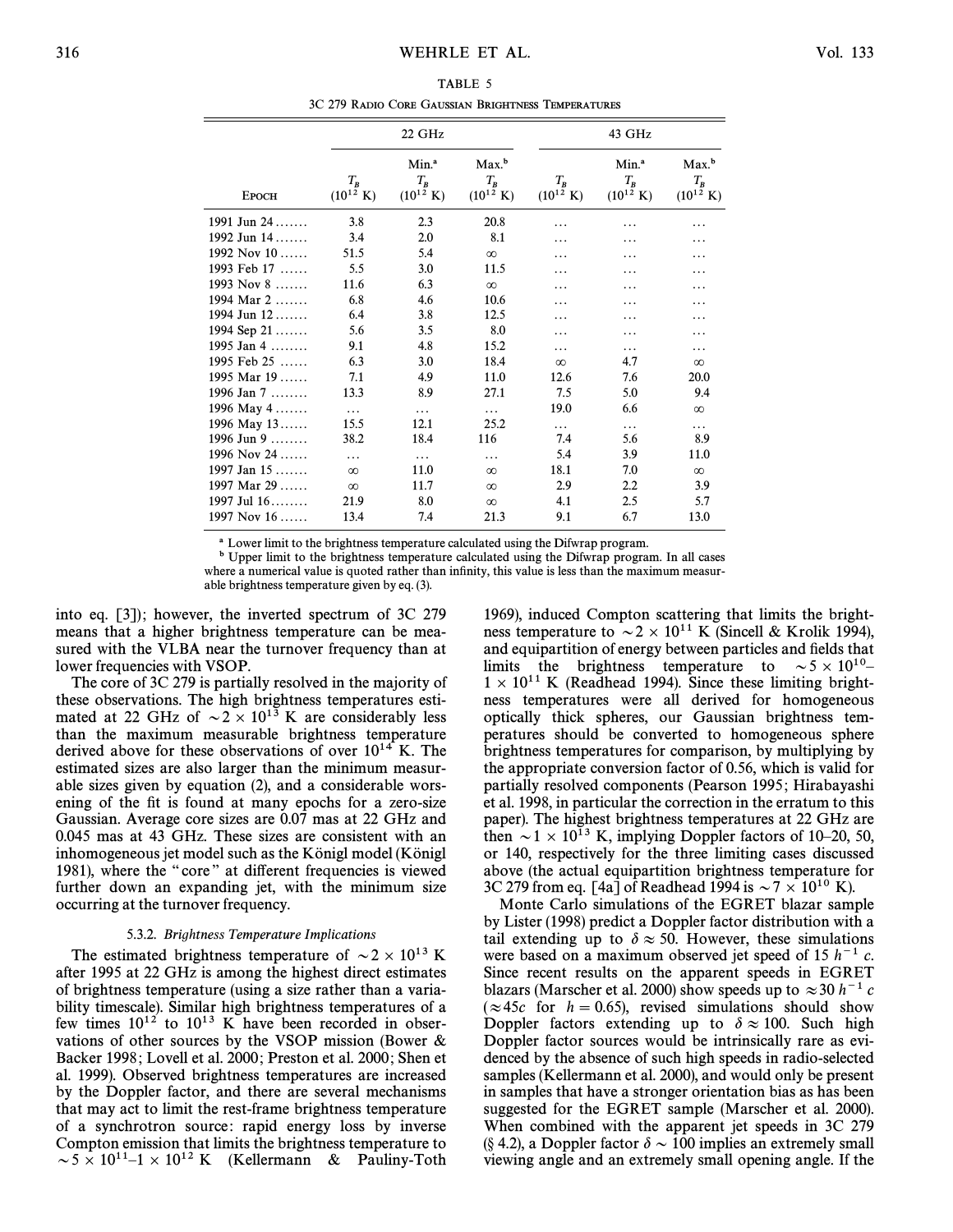TABLE 5

3C 279 Radio Core Gaussian Brightness Temperatures

| Epoch | 22 GHz | | | 43 GHz | | |
|---|---|---|---|---|---|---|
| | $T_B$ ($10^{12}$ K) | Min.[a] $T_B$ ($10^{12}$ K) | Max.[b] $T_B$ ($10^{12}$ K) | $T_B$ ($10^{12}$ K) | Min.[a] $T_B$ ($10^{12}$ K) | Max.[b] $T_B$ ($10^{12}$ K) |
| 1991 Jun 24 | 3.8 | 2.3 | 20.8 | ... | ... | ... |
| 1992 Jun 14 | 3.4 | 2.0 | 8.1 | ... | ... | ... |
| 1992 Nov 10 | 51.5 | 5.4 | ∞ | ... | ... | ... |
| 1993 Feb 17 | 5.5 | 3.0 | 11.5 | ... | ... | ... |
| 1993 Nov 8 | 11.6 | 6.3 | ∞ | ... | ... | ... |
| 1994 Mar 2 | 6.8 | 4.6 | 10.6 | ... | ... | ... |
| 1994 Jun 12 | 6.4 | 3.8 | 12.5 | ... | ... | ... |
| 1994 Sep 21 | 5.6 | 3.5 | 8.0 | ... | ... | ... |
| 1995 Jan 4 | 9.1 | 4.8 | 15.2 | ... | ... | ... |
| 1995 Feb 25 | 6.3 | 3.0 | 18.4 | ∞ | 4.7 | ∞ |
| 1995 Mar 19 | 7.1 | 4.9 | 11.0 | 12.6 | 7.6 | 20.0 |
| 1996 Jan 7 | 13.3 | 8.9 | 27.1 | 7.5 | 5.0 | 9.4 |
| 1996 May 4 | ... | ... | ... | 19.0 | 6.6 | ∞ |
| 1996 May 13 | 15.5 | 12.1 | 25.2 | ... | ... | ... |
| 1996 Jun 9 | 38.2 | 18.4 | 116 | 7.4 | 5.6 | 8.9 |
| 1996 Nov 24 | ... | ... | ... | 5.4 | 3.9 | 11.0 |
| 1997 Jan 15 | ∞ | 11.0 | ∞ | 18.1 | 7.0 | ∞ |
| 1997 Mar 29 | ∞ | 11.7 | ∞ | 2.9 | 2.2 | 3.9 |
| 1997 Jul 16 | 21.9 | 8.0 | ∞ | 4.1 | 2.5 | 5.7 |
| 1997 Nov 16 | 13.4 | 7.4 | 21.3 | 9.1 | 6.7 | 13.0 |

[a] Lower limit to the brightness temperature calculated using the Difwrap program.

[b] Upper limit to the brightness temperature calculated using the Difwrap program. In all cases where a numerical value is quoted rather than infinity, this value is less than the maximum measurable brightness temperature given by eq. (3).

into eq. [3]); however, the inverted spectrum of 3C 279 means that a higher brightness temperature can be measured with the VLBA near the turnover frequency than at lower frequencies with VSOP.

The core of 3C 279 is partially resolved in the majority of these observations. The high brightness temperatures estimated at 22 GHz of $\sim 2 \times 10^{13}$ K are considerably less than the maximum measurable brightness temperature derived above for these observations of over $10^{14}$ K. The estimated sizes are also larger than the minimum measurable sizes given by equation (2), and a considerable worsening of the fit is found at many epochs for a zero-size Gaussian. Average core sizes are 0.07 mas at 22 GHz and 0.045 mas at 43 GHz. These sizes are consistent with an inhomogeneous jet model such as the Königl model (Königl 1981), where the "core" at different frequencies is viewed further down an expanding jet, with the minimum size occurring at the turnover frequency.

### 5.3.2. *Brightness Temperature Implications*

The estimated brightness temperature of $\sim 2 \times 10^{13}$ K after 1995 at 22 GHz is among the highest direct estimates of brightness temperature (using a size rather than a variability timescale). Similar high brightness temperatures of a few times $10^{12}$ to $10^{13}$ K have been recorded in observations of other sources by the VSOP mission (Bower & Backer 1998; Lovell et al. 2000; Preston et al. 2000; Shen et al. 1999). Observed brightness temperatures are increased by the Doppler factor, and there are several mechanisms that may act to limit the rest-frame brightness temperature of a synchrotron source: rapid energy loss by inverse Compton emission that limits the brightness temperature to $\sim 5 \times 10^{11}$–$1 \times 10^{12}$ K (Kellermann & Pauliny-Toth 1969), induced Compton scattering that limits the brightness temperature to $\sim 2 \times 10^{11}$ K (Sincell & Krolik 1994), and equipartition of energy between particles and fields that limits the brightness temperature to $\sim 5 \times 10^{10}$–$1 \times 10^{11}$ K (Readhead 1994). Since these limiting brightness temperatures were all derived for homogeneous optically thick spheres, our Gaussian brightness temperatures should be converted to homogeneous sphere brightness temperatures for comparison, by multiplying by the appropriate conversion factor of 0.56, which is valid for partially resolved components (Pearson 1995; Hirabayashi et al. 1998, in particular the correction in the erratum to this paper). The highest brightness temperatures at 22 GHz are then $\sim 1 \times 10^{13}$ K, implying Doppler factors of 10–20, 50, or 140, respectively for the three limiting cases discussed above (the actual equipartition brightness temperature for 3C 279 from eq. [4a] of Readhead 1994 is $\sim 7 \times 10^{10}$ K).

Monte Carlo simulations of the EGRET blazar sample by Lister (1998) predict a Doppler factor distribution with a tail extending up to $\delta \approx 50$. However, these simulations were based on a maximum observed jet speed of 15 $h^{-1}$ $c$. Since recent results on the apparent speeds in EGRET blazars (Marscher et al. 2000) show speeds up to $\approx 30$ $h^{-1}$ $c$ ($\approx 45c$ for $h = 0.65$), revised simulations should show Doppler factors extending up to $\delta \approx 100$. Such high Doppler factor sources would be intrinsically rare as evidenced by the absence of such high speeds in radio-selected samples (Kellermann et al. 2000), and would only be present in samples that have a stronger orientation bias as has been suggested for the EGRET sample (Marscher et al. 2000). When combined with the apparent jet speeds in 3C 279 (§ 4.2), a Doppler factor $\delta \sim 100$ implies an extremely small viewing angle and an extremely small opening angle. If the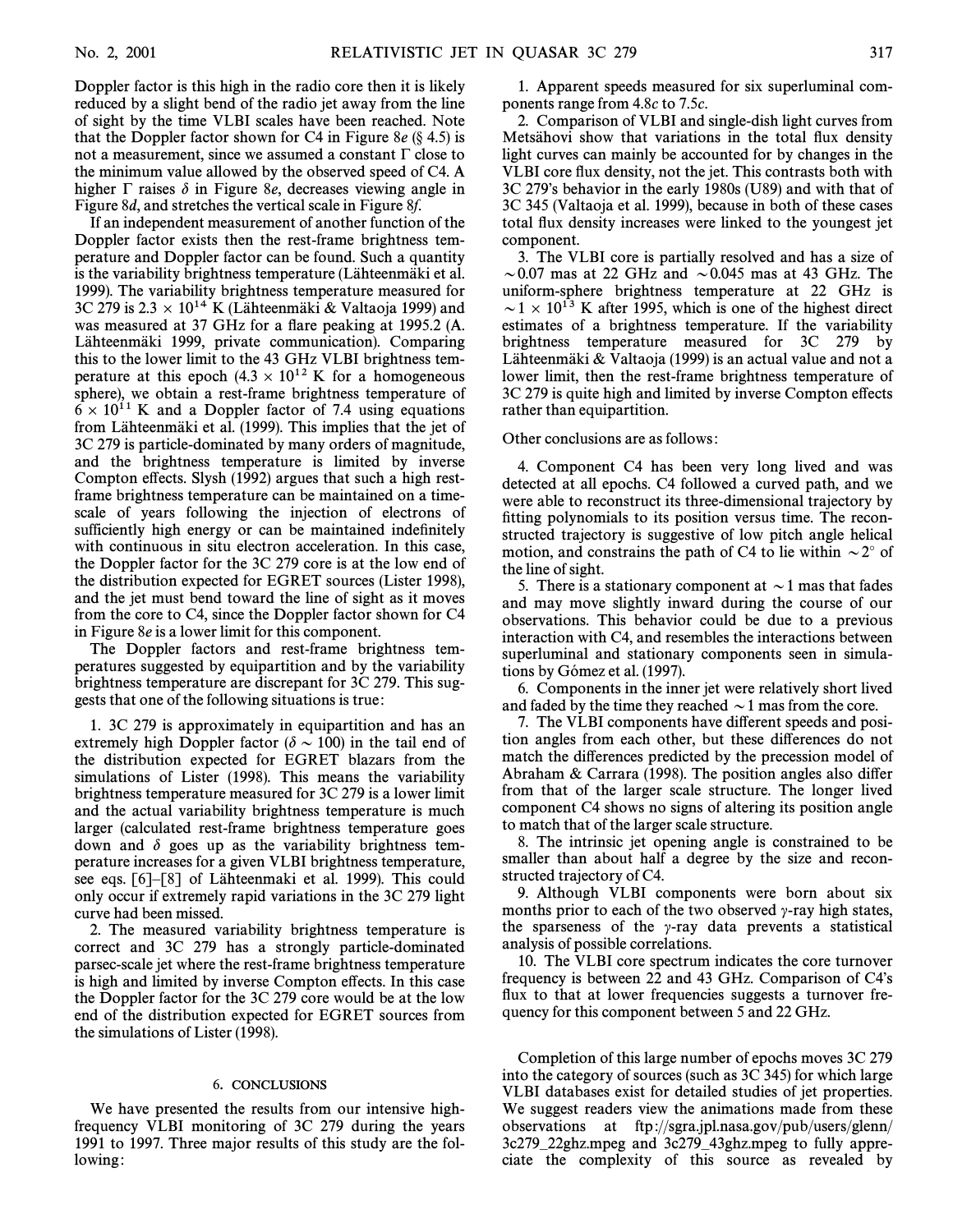Doppler factor is this high in the radio core then it is likely reduced by a slight bend of the radio jet away from the line of sight by the time VLBI scales have been reached. Note that the Doppler factor shown for C4 in Figure 8*e* (§ 4.5) is not a measurement, since we assumed a constant $\Gamma$ close to the minimum value allowed by the observed speed of C4. A higher $\Gamma$ raises $\delta$ in Figure 8*e*, decreases viewing angle in Figure 8*d*, and stretches the vertical scale in Figure 8*f*.

If an independent measurement of another function of the Doppler factor exists then the rest-frame brightness temperature and Doppler factor can be found. Such a quantity is the variability brightness temperature (Lähteenmäki et al. 1999). The variability brightness temperature measured for 3C 279 is $2.3 \times 10^{14}$ K (Lähteenmäki & Valtaoja 1999) and was measured at 37 GHz for a flare peaking at 1995.2 (A. Lähteenmäki 1999, private communication). Comparing this to the lower limit to the 43 GHz VLBI brightness temperature at this epoch ($4.3 \times 10^{12}$ K for a homogeneous sphere), we obtain a rest-frame brightness temperature of $6 \times 10^{11}$ K and a Doppler factor of 7.4 using equations from Lähteenmäki et al. (1999). This implies that the jet of 3C 279 is particle-dominated by many orders of magnitude, and the brightness temperature is limited by inverse Compton effects. Slysh (1992) argues that such a high rest-frame brightness temperature can be maintained on a timescale of years following the injection of electrons of sufficiently high energy or can be maintained indefinitely with continuous in situ electron acceleration. In this case, the Doppler factor for the 3C 279 core is at the low end of the distribution expected for EGRET sources (Lister 1998), and the jet must bend toward the line of sight as it moves from the core to C4, since the Doppler factor shown for C4 in Figure 8*e* is a lower limit for this component.

The Doppler factors and rest-frame brightness temperatures suggested by equipartition and by the variability brightness temperature are discrepant for 3C 279. This suggests that one of the following situations is true:

1. 3C 279 is approximately in equipartition and has an extremely high Doppler factor ($\delta \sim 100$) in the tail end of the distribution expected for EGRET blazars from the simulations of Lister (1998). This means the variability brightness temperature measured for 3C 279 is a lower limit and the actual variability brightness temperature is much larger (calculated rest-frame brightness temperature goes down and $\delta$ goes up as the variability brightness temperature increases for a given VLBI brightness temperature, see eqs. [6]–[8] of Lähteenmaki et al. 1999). This could only occur if extremely rapid variations in the 3C 279 light curve had been missed.

2. The measured variability brightness temperature is correct and 3C 279 has a strongly particle-dominated parsec-scale jet where the rest-frame brightness temperature is high and limited by inverse Compton effects. In this case the Doppler factor for the 3C 279 core would be at the low end of the distribution expected for EGRET sources from the simulations of Lister (1998).

## 6. CONCLUSIONS

We have presented the results from our intensive high-frequency VLBI monitoring of 3C 279 during the years 1991 to 1997. Three major results of this study are the following:

1. Apparent speeds measured for six superluminal components range from 4.8*c* to 7.5*c*.

2. Comparison of VLBI and single-dish light curves from Metsähovi show that variations in the total flux density light curves can mainly be accounted for by changes in the VLBI core flux density, not the jet. This contrasts both with 3C 279's behavior in the early 1980s (U89) and with that of 3C 345 (Valtaoja et al. 1999), because in both of these cases total flux density increases were linked to the youngest jet component.

3. The VLBI core is partially resolved and has a size of $\sim 0.07$ mas at 22 GHz and $\sim 0.045$ mas at 43 GHz. The uniform-sphere brightness temperature at 22 GHz is $\sim 1 \times 10^{13}$ K after 1995, which is one of the highest direct estimates of a brightness temperature. If the variability brightness temperature measured for 3C 279 by Lähteenmäki & Valtaoja (1999) is an actual value and not a lower limit, then the rest-frame brightness temperature of 3C 279 is quite high and limited by inverse Compton effects rather than equipartition.

Other conclusions are as follows:

4. Component C4 has been very long lived and was detected at all epochs. C4 followed a curved path, and we were able to reconstruct its three-dimensional trajectory by fitting polynomials to its position versus time. The reconstructed trajectory is suggestive of low pitch angle helical motion, and constrains the path of C4 to lie within $\sim 2°$ of the line of sight.

5. There is a stationary component at $\sim 1$ mas that fades and may move slightly inward during the course of our observations. This behavior could be due to a previous interaction with C4, and resembles the interactions between superluminal and stationary components seen in simulations by Gómez et al. (1997).

6. Components in the inner jet were relatively short lived and faded by the time they reached $\sim 1$ mas from the core.

7. The VLBI components have different speeds and position angles from each other, but these differences do not match the differences predicted by the precession model of Abraham & Carrara (1998). The position angles also differ from that of the larger scale structure. The longer lived component C4 shows no signs of altering its position angle to match that of the larger scale structure.

8. The intrinsic jet opening angle is constrained to be smaller than about half a degree by the size and reconstructed trajectory of C4.

9. Although VLBI components were born about six months prior to each of the two observed $\gamma$-ray high states, the sparseness of the $\gamma$-ray data prevents a statistical analysis of possible correlations.

10. The VLBI core spectrum indicates the core turnover frequency is between 22 and 43 GHz. Comparison of C4's flux to that at lower frequencies suggests a turnover frequency for this component between 5 and 22 GHz.

Completion of this large number of epochs moves 3C 279 into the category of sources (such as 3C 345) for which large VLBI databases exist for detailed studies of jet properties. We suggest readers view the animations made from these observations at ftp://sgra.jpl.nasa.gov/pub/users/glenn/3c279_22ghz.mpeg and 3c279_43ghz.mpeg to fully appreciate the complexity of this source as revealed by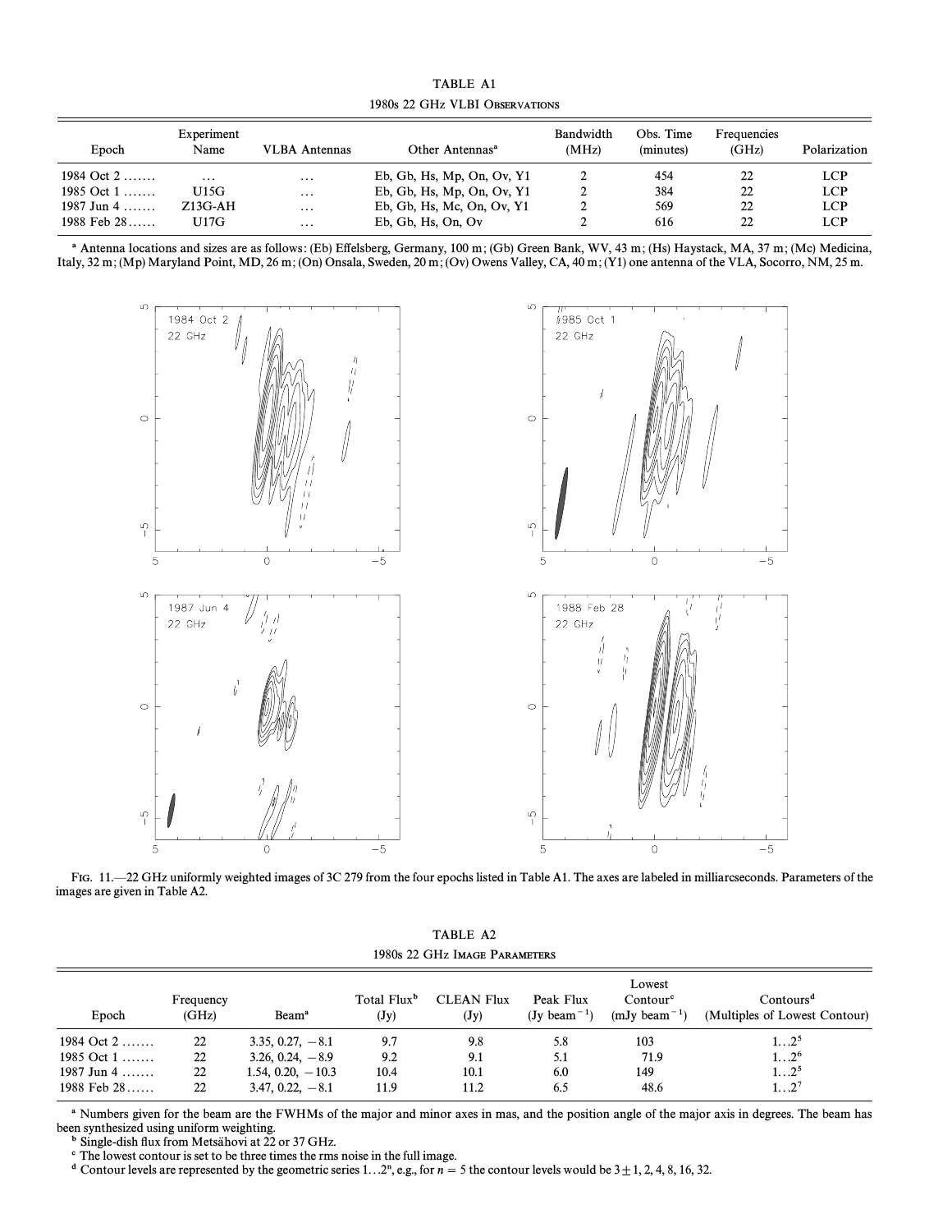TABLE A1

1980s 22 GHz VLBI OBSERVATIONS

| Epoch | Experiment Name | VLBA Antennas | Other Antennas[a] | Bandwidth (MHz) | Obs. Time (minutes) | Frequencies (GHz) | Polarization |
|---|---|---|---|---|---|---|---|
| 1984 Oct 2 ....... | ... | ... | Eb, Gb, Hs, Mp, On, Ov, Y1 | 2 | 454 | 22 | LCP |
| 1985 Oct 1 ....... | U15G | ... | Eb, Gb, Hs, Mp, On, Ov, Y1 | 2 | 384 | 22 | LCP |
| 1987 Jun 4 ....... | Z13G-AH | ... | Eb, Gb, Hs, Mc, On, Ov, Y1 | 2 | 569 | 22 | LCP |
| 1988 Feb 28...... | U17G | ... | Eb, Gb, Hs, On, Ov | 2 | 616 | 22 | LCP |

[a] Antenna locations and sizes are as follows: (Eb) Effelsberg, Germany, 100 m; (Gb) Green Bank, WV, 43 m; (Hs) Haystack, MA, 37 m; (Mc) Medicina, Italy, 32 m; (Mp) Maryland Point, MD, 26 m; (On) Onsala, Sweden, 20 m; (Ov) Owens Valley, CA, 40 m; (Y1) one antenna of the VLA, Socorro, NM, 25 m.

FIG. 11.—22 GHz uniformly weighted images of 3C 279 from the four epochs listed in Table A1. The axes are labeled in milliarcseconds. Parameters of the images are given in Table A2.

TABLE A2

1980s 22 GHz IMAGE PARAMETERS

| Epoch | Frequency (GHz) | Beam[a] | Total Flux[b] (Jy) | CLEAN Flux (Jy) | Peak Flux (Jy beam$^{-1}$) | Lowest Contour[c] (mJy beam$^{-1}$) | Contours[d] (Multiples of Lowest Contour) |
|---|---|---|---|---|---|---|---|
| 1984 Oct 2 ....... | 22 | 3.35, 0.27, −8.1 | 9.7 | 9.8 | 5.8 | 103 | $1\ldots2^5$ |
| 1985 Oct 1 ....... | 22 | 3.26, 0.24, −8.9 | 9.2 | 9.1 | 5.1 | 71.9 | $1\ldots2^6$ |
| 1987 Jun 4 ....... | 22 | 1.54, 0.20, −10.3 | 10.4 | 10.1 | 6.0 | 149 | $1\ldots2^5$ |
| 1988 Feb 28...... | 22 | 3.47, 0.22, −8.1 | 11.9 | 11.2 | 6.5 | 48.6 | $1\ldots2^7$ |

[a] Numbers given for the beam are the FWHMs of the major and minor axes in mas, and the position angle of the major axis in degrees. The beam has been synthesized using uniform weighting.

[b] Single-dish flux from Metsähovi at 22 or 37 GHz.

[c] The lowest contour is set to be three times the rms noise in the full image.

[d] Contour levels are represented by the geometric series $1\ldots2^n$, e.g., for $n = 5$ the contour levels would be $3 \pm 1$, 2, 4, 8, 16, 32.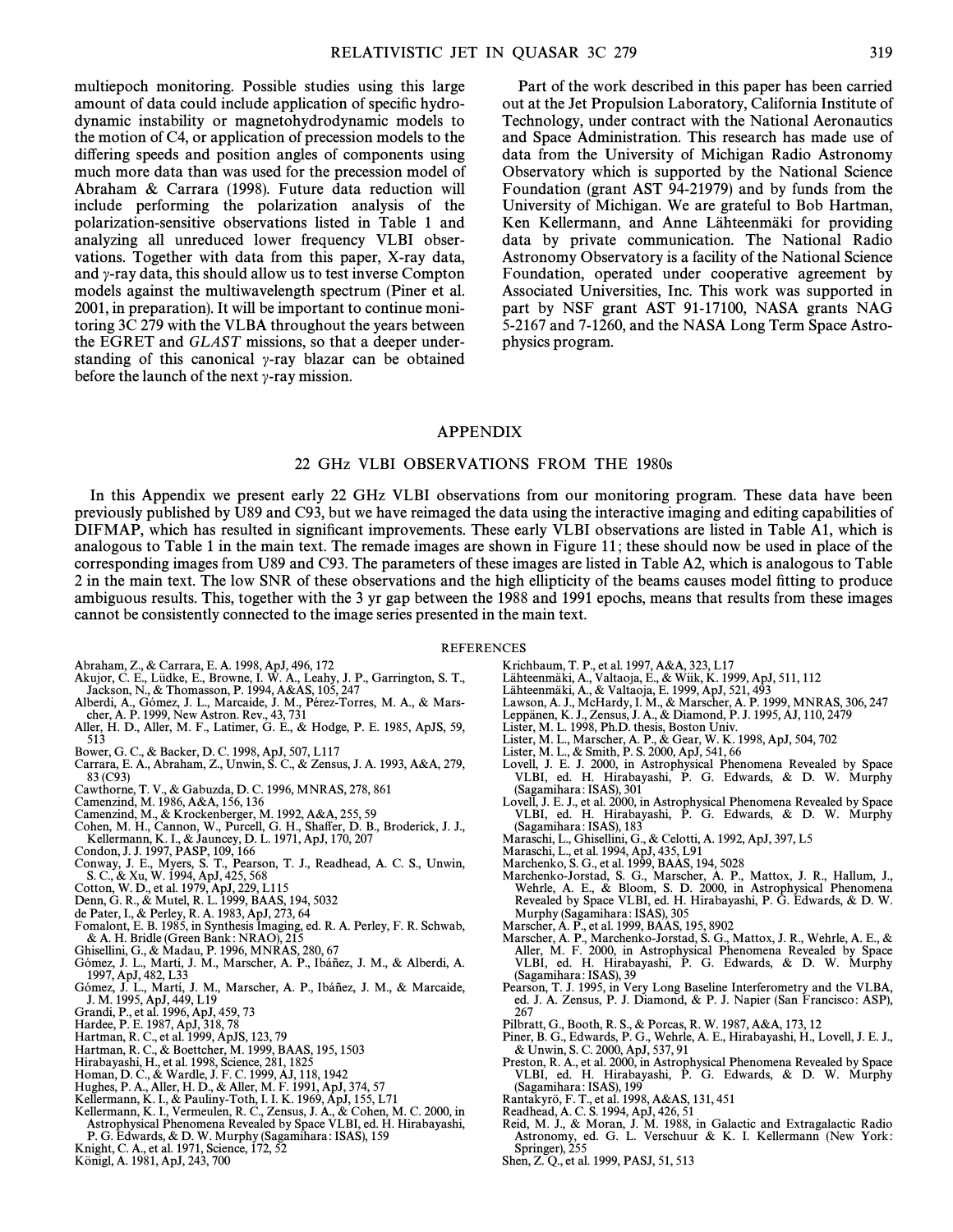multiepoch monitoring. Possible studies using this large amount of data could include application of specific hydrodynamic instability or magnetohydrodynamic models to the motion of C4, or application of precession models to the differing speeds and position angles of components using much more data than was used for the precession model of Abraham & Carrara (1998). Future data reduction will include performing the polarization analysis of the polarization-sensitive observations listed in Table 1 and analyzing all unreduced lower frequency VLBI observations. Together with data from this paper, X-ray data, and $\gamma$-ray data, this should allow us to test inverse Compton models against the multiwavelength spectrum (Piner et al. 2001, in preparation). It will be important to continue monitoring 3C 279 with the VLBA throughout the years between the EGRET and *GLAST* missions, so that a deeper understanding of this canonical $\gamma$-ray blazar can be obtained before the launch of the next $\gamma$-ray mission.

Part of the work described in this paper has been carried out at the Jet Propulsion Laboratory, California Institute of Technology, under contract with the National Aeronautics and Space Administration. This research has made use of data from the University of Michigan Radio Astronomy Observatory which is supported by the National Science Foundation (grant AST 94-21979) and by funds from the University of Michigan. We are grateful to Bob Hartman, Ken Kellermann, and Anne Lähteenmäki for providing data by private communication. The National Radio Astronomy Observatory is a facility of the National Science Foundation, operated under cooperative agreement by Associated Universities, Inc. This work was supported in part by NSF grant AST 91-17100, NASA grants NAG 5-2167 and 7-1260, and the NASA Long Term Space Astrophysics program.

## APPENDIX

### 22 GHz VLBI OBSERVATIONS FROM THE 1980s

In this Appendix we present early 22 GHz VLBI observations from our monitoring program. These data have been previously published by U89 and C93, but we have reimaged the data using the interactive imaging and editing capabilities of DIFMAP, which has resulted in significant improvements. These early VLBI observations are listed in Table A1, which is analogous to Table 1 in the main text. The remade images are shown in Figure 11; these should now be used in place of the corresponding images from U89 and C93. The parameters of these images are listed in Table A2, which is analogous to Table 2 in the main text. The low SNR of these observations and the high ellipticity of the beams causes model fitting to produce ambiguous results. This, together with the 3 yr gap between the 1988 and 1991 epochs, means that results from these images cannot be consistently connected to the image series presented in the main text.

## REFERENCES

Abraham, Z., & Carrara, E. A. 1998, ApJ, 496, 172
Akujor, C. E., Lüdke, E., Browne, I. W. A., Leahy, J. P., Garrington, S. T., Jackson, N., & Thomasson, P. 1994, A&AS, 105, 247
Alberdi, A., Gómez, J. L., Marcaide, J. M., Pérez-Torres, M. A., & Marscher, A. P. 1999, New Astron. Rev., 43, 731
Aller, H. D., Aller, M. F., Latimer, G. E., & Hodge, P. E. 1985, ApJS, 59, 513
Bower, G. C., & Backer, D. C. 1998, ApJ, 507, L117
Carrara, E. A., Abraham, Z., Unwin, S. C., & Zensus, J. A. 1993, A&A, 279, 83 (C93)
Cawthorne, T. V., & Gabuzda, D. C. 1996, MNRAS, 278, 861
Camenzind, M. 1986, A&A, 156, 136
Camenzind, M., & Krockenberger, M. 1992, A&A, 255, 59
Cohen, M. H., Cannon, W., Purcell, G. H., Shaffer, D. B., Broderick, J. J., Kellermann, K. I., & Jauncey, D. L. 1971, ApJ, 170, 207
Condon, J. J. 1997, PASP, 109, 166
Conway, J. E., Myers, S. T., Pearson, T. J., Readhead, A. C. S., Unwin, S. C., & Xu, W. 1994, ApJ, 425, 568
Cotton, W. D., et al. 1979, ApJ, 229, L115
Denn, G. R., & Mutel, R. L. 1999, BAAS, 194, 5032
de Pater, I., & Perley, R. A. 1983, ApJ, 273, 64
Fomalont, E. B. 1985, in Synthesis Imaging, ed. R. A. Perley, F. R. Schwab, & A. H. Bridle (Green Bank: NRAO), 215
Ghisellini, G., & Madau, P. 1996, MNRAS, 280, 67
Gómez, J. L., Martí, J. M., Marscher, A. P., Ibáñez, J. M., & Alberdi, A. 1997, ApJ, 482, L33
Gómez, J. L., Martí, J. M., Marscher, A. P., Ibáñez, J. M., & Marcaide, J. M. 1995, ApJ, 449, L19
Grandi, P., et al. 1996, ApJ, 459, 73
Hardee, P. E. 1987, ApJ, 318, 78
Hartman, R. C., et al. 1999, ApJS, 123, 79
Hartman, R. C., & Boettcher, M. 1999, BAAS, 195, 1503
Hirabayashi, H., et al. 1998, Science, 281, 1825
Homan, D. C., & Wardle, J. F. C. 1999, AJ, 118, 1942
Hughes, P. A., Aller, H. D., & Aller, M. F. 1991, ApJ, 374, 57
Kellermann, K. I., & Pauliny-Toth, I. I. K. 1969, ApJ, 155, L71
Kellermann, K. I., Vermeulen, R. C., Zensus, J. A., & Cohen, M. C. 2000, in Astrophysical Phenomena Revealed by Space VLBI, ed. H. Hirabayashi, P. G. Edwards, & D. W. Murphy (Sagamihara: ISAS), 159
Knight, C. A., et al. 1971, Science, 172, 52
Königl, A. 1981, ApJ, 243, 700
Krichbaum, T. P., et al. 1997, A&A, 323, L17
Lähteenmäki, A., Valtaoja, E., & Wiik, K. 1999, ApJ, 511, 112
Lähteenmäki, A., & Valtaoja, E. 1999, ApJ, 521, 493
Lawson, A. J., McHardy, I. M., & Marscher, A. P. 1999, MNRAS, 306, 247
Leppänen, K. J., Zensus, J. A., & Diamond, P. J. 1995, AJ, 110, 2479
Lister, M. L. 1998, Ph.D. thesis, Boston Univ.
Lister, M. L., Marscher, A. P., & Gear, W. K. 1998, ApJ, 504, 702
Lister, M. L., & Smith, P. S. 2000, ApJ, 541, 66
Lovell, J. E. J. 2000, in Astrophysical Phenomena Revealed by Space VLBI, ed. H. Hirabayashi, P. G. Edwards, & D. W. Murphy (Sagamihara: ISAS), 301
Lovell, J. E. J., et al. 2000, in Astrophysical Phenomena Revealed by Space VLBI, ed. H. Hirabayashi, P. G. Edwards, & D. W. Murphy (Sagamihara: ISAS), 183
Maraschi, L., Ghisellini, G., & Celotti, A. 1992, ApJ, 397, L5
Maraschi, L., et al. 1994, ApJ, 435, L91
Marchenko, S. G., et al. 1999, BAAS, 194, 5028
Marchenko-Jorstad, S. G., Marscher, A. P., Mattox, J. R., Hallum, J., Wehrle, A. E., & Bloom, S. D. 2000, in Astrophysical Phenomena Revealed by Space VLBI, ed. H. Hirabayashi, P. G. Edwards, & D. W. Murphy (Sagamihara: ISAS), 305
Marscher, A. P., et al. 1999, BAAS, 195, 8902
Marscher, A. P., Marchenko-Jorstad, S. G., Mattox, J. R., Wehrle, A. E., & Aller, M. F. 2000, in Astrophysical Phenomena Revealed by Space VLBI, ed. H. Hirabayashi, P. G. Edwards, & D. W. Murphy (Sagamihara: ISAS), 39
Pearson, T. J. 1995, in Very Long Baseline Interferometry and the VLBA, ed. J. A. Zensus, P. J. Diamond, & P. J. Napier (San Francisco: ASP), 267
Pilbratt, G., Booth, R. S., & Porcas, R. W. 1987, A&A, 173, 12
Piner, B. G., Edwards, P. G., Wehrle, A. E., Hirabayashi, H., Lovell, J. E. J., & Unwin, S. C. 2000, ApJ, 537, 91
Preston, R. A., et al. 2000, in Astrophysical Phenomena Revealed by Space VLBI, ed. H. Hirabayashi, P. G. Edwards, & D. W. Murphy (Sagamihara: ISAS), 199
Rantakyrö, F. T., et al. 1998, A&AS, 131, 451
Readhead, A. C. S. 1994, ApJ, 426, 51
Reid, M. J., & Moran, J. M. 1988, in Galactic and Extragalactic Radio Astronomy, ed. G. L. Verschuur & K. I. Kellermann (New York: Springer), 255
Shen, Z. Q., et al. 1999, PASJ, 51, 513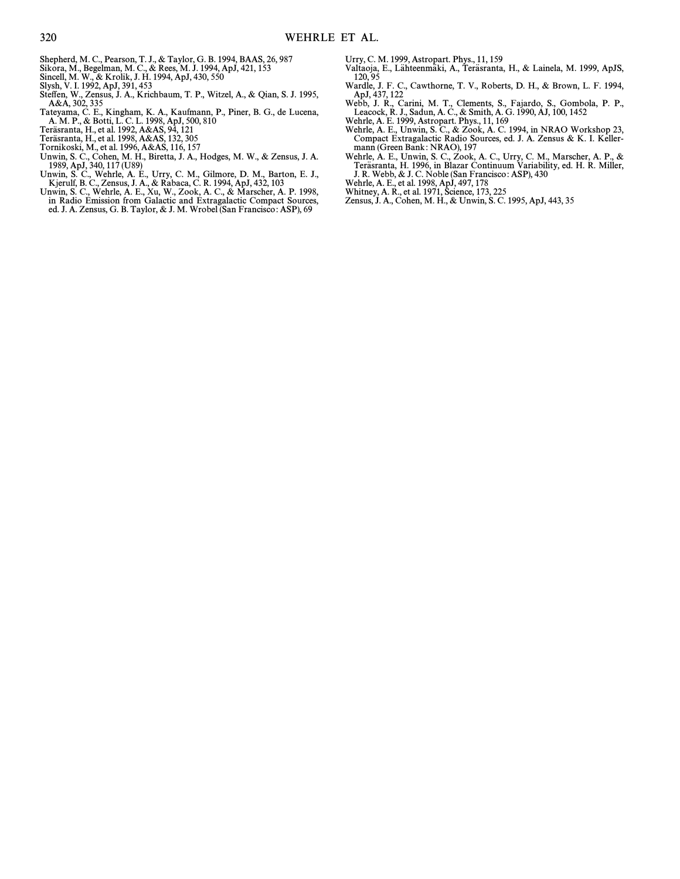Shepherd, M. C., Pearson, T. J., & Taylor, G. B. 1994, BAAS, 26, 987
Sikora, M., Begelman, M. C., & Rees, M. J. 1994, ApJ, 421, 153
Sincell, M. W., & Krolik, J. H. 1994, ApJ, 430, 550
Slysh, V. I. 1992, ApJ, 391, 453
Steffen, W., Zensus, J. A., Krichbaum, T. P., Witzel, A., & Qian, S. J. 1995, A&A, 302, 335
Tateyama, C. E., Kingham, K. A., Kaufmann, P., Piner, B. G., de Lucena, A. M. P., & Botti, L. C. L. 1998, ApJ, 500, 810
Teräsranta, H., et al. 1992, A&AS, 94, 121
Teräsranta, H., et al. 1998, A&AS, 132, 305
Tornikoski, M., et al. 1996, A&AS, 116, 157
Unwin, S. C., Cohen, M. H., Biretta, J. A., Hodges, M. W., & Zensus, J. A. 1989, ApJ, 340, 117 (U89)
Unwin, S. C., Wehrle, A. E., Urry, C. M., Gilmore, D. M., Barton, E. J., Kjerulf, B. C., Zensus, J. A., & Rabaca, C. R. 1994, ApJ, 432, 103
Unwin, S. C., Wehrle, A. E., Xu, W., Zook, A. C., & Marscher, A. P. 1998, in Radio Emission from Galactic and Extragalactic Compact Sources, ed. J. A. Zensus, G. B. Taylor, & J. M. Wrobel (San Francisco: ASP), 69
Urry, C. M. 1999, Astropart. Phys., 11, 159
Valtaoja, E., Lähteenmäki, A., Teräsranta, H., & Lainela, M. 1999, ApJS, 120, 95
Wardle, J. F. C., Cawthorne, T. V., Roberts, D. H., & Brown, L. F. 1994, ApJ, 437, 122
Webb, J. R., Carini, M. T., Clements, S., Fajardo, S., Gombola, P. P., Leacock, R. J., Sadun, A. C., & Smith, A. G. 1990, AJ, 100, 1452
Wehrle, A. E. 1999, Astropart. Phys., 11, 169
Wehrle, A. E., Unwin, S. C., & Zook, A. C. 1994, in NRAO Workshop 23, Compact Extragalactic Radio Sources, ed. J. A. Zensus & K. I. Kellermann (Green Bank: NRAO), 197
Wehrle, A. E., Unwin, S. C., Zook, A. C., Urry, C. M., Marscher, A. P., & Teräsranta, H. 1996, in Blazar Continuum Variability, ed. H. R. Miller, J. R. Webb, & J. C. Noble (San Francisco: ASP), 430
Wehrle, A. E., et al. 1998, ApJ, 497, 178
Whitney, A. R., et al. 1971, Science, 173, 225
Zensus, J. A., Cohen, M. H., & Unwin, S. C. 1995, ApJ, 443, 35